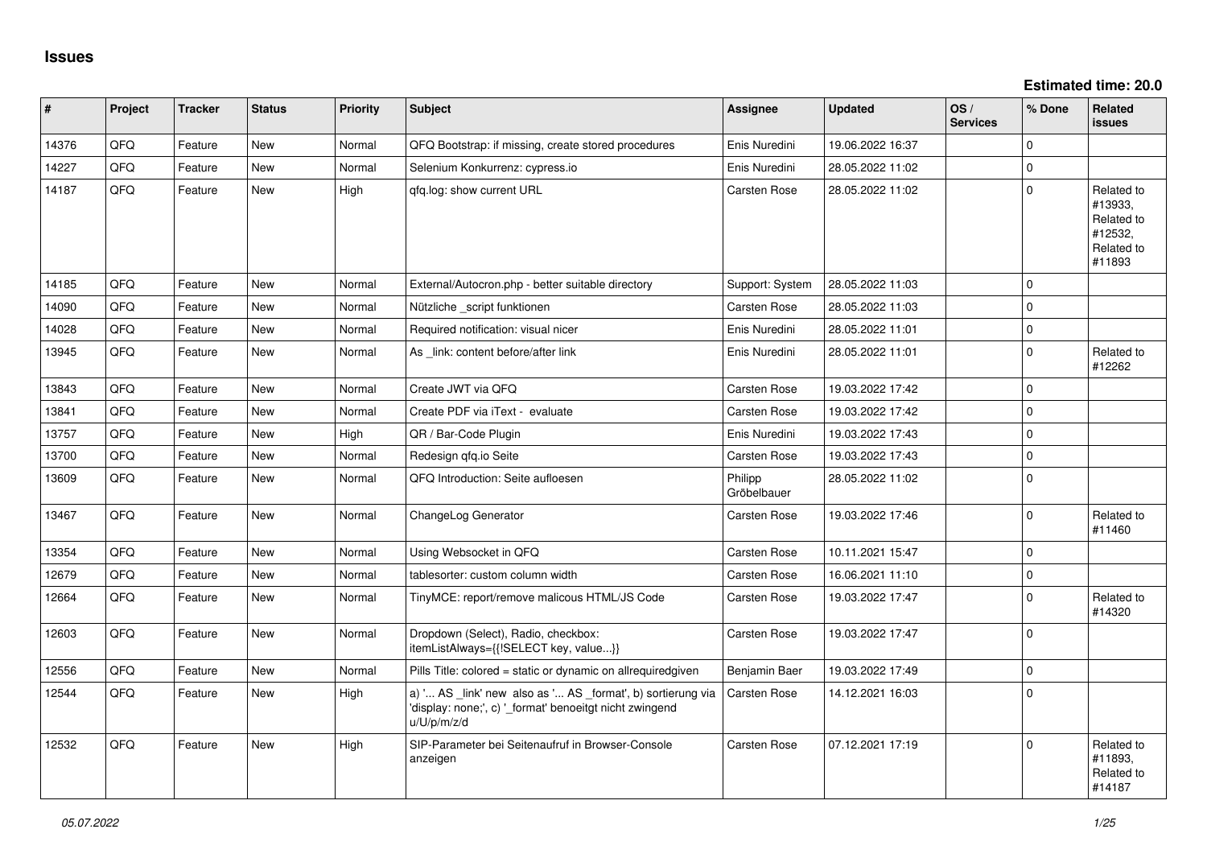# Issues

**Estimated time: 20.0**

| # | Project | Tracker | Status | Priority | Subject | Assignee | Updated | OS / Services | % Done | Related issues |
|---|---|---|---|---|---|---|---|---|---|---|
| 14376 | QFQ | Feature | New | Normal | QFQ Bootstrap: if missing, create stored procedures | Enis Nuredini | 19.06.2022 16:37 | | 0 | |
| 14227 | QFQ | Feature | New | Normal | Selenium Konkurrenz: cypress.io | Enis Nuredini | 28.05.2022 11:02 | | 0 | |
| 14187 | QFQ | Feature | New | High | qfq.log: show current URL | Carsten Rose | 28.05.2022 11:02 | | 0 | Related to #13933, Related to #12532, Related to #11893 |
| 14185 | QFQ | Feature | New | Normal | External/Autocron.php - better suitable directory | Support: System | 28.05.2022 11:03 | | 0 | |
| 14090 | QFQ | Feature | New | Normal | Nützliche _script funktionen | Carsten Rose | 28.05.2022 11:03 | | 0 | |
| 14028 | QFQ | Feature | New | Normal | Required notification: visual nicer | Enis Nuredini | 28.05.2022 11:01 | | 0 | |
| 13945 | QFQ | Feature | New | Normal | As _link: content before/after link | Enis Nuredini | 28.05.2022 11:01 | | 0 | Related to #12262 |
| 13843 | QFQ | Feature | New | Normal | Create JWT via QFQ | Carsten Rose | 19.03.2022 17:42 | | 0 | |
| 13841 | QFQ | Feature | New | Normal | Create PDF via iText - evaluate | Carsten Rose | 19.03.2022 17:42 | | 0 | |
| 13757 | QFQ | Feature | New | High | QR / Bar-Code Plugin | Enis Nuredini | 19.03.2022 17:43 | | 0 | |
| 13700 | QFQ | Feature | New | Normal | Redesign qfq.io Seite | Carsten Rose | 19.03.2022 17:43 | | 0 | |
| 13609 | QFQ | Feature | New | Normal | QFQ Introduction: Seite aufloesen | Philipp Gröbelbauer | 28.05.2022 11:02 | | 0 | |
| 13467 | QFQ | Feature | New | Normal | ChangeLog Generator | Carsten Rose | 19.03.2022 17:46 | | 0 | Related to #11460 |
| 13354 | QFQ | Feature | New | Normal | Using Websocket in QFQ | Carsten Rose | 10.11.2021 15:47 | | 0 | |
| 12679 | QFQ | Feature | New | Normal | tablesorter: custom column width | Carsten Rose | 16.06.2021 11:10 | | 0 | |
| 12664 | QFQ | Feature | New | Normal | TinyMCE: report/remove malicous HTML/JS Code | Carsten Rose | 19.03.2022 17:47 | | 0 | Related to #14320 |
| 12603 | QFQ | Feature | New | Normal | Dropdown (Select), Radio, checkbox: itemListAlways={{!SELECT key, value...}} | Carsten Rose | 19.03.2022 17:47 | | 0 | |
| 12556 | QFQ | Feature | New | Normal | Pills Title: colored = static or dynamic on allrequiredgiven | Benjamin Baer | 19.03.2022 17:49 | | 0 | |
| 12544 | QFQ | Feature | New | High | a) '... AS _link' new also as '... AS _format', b) sortierung via 'display: none;', c) '_format' benoeitgt nicht zwingend u/U/p/m/z/d | Carsten Rose | 14.12.2021 16:03 | | 0 | |
| 12532 | QFQ | Feature | New | High | SIP-Parameter bei Seitenaufruf in Browser-Console anzeigen | Carsten Rose | 07.12.2021 17:19 | | 0 | Related to #11893, Related to #14187 |

*05.07.2022*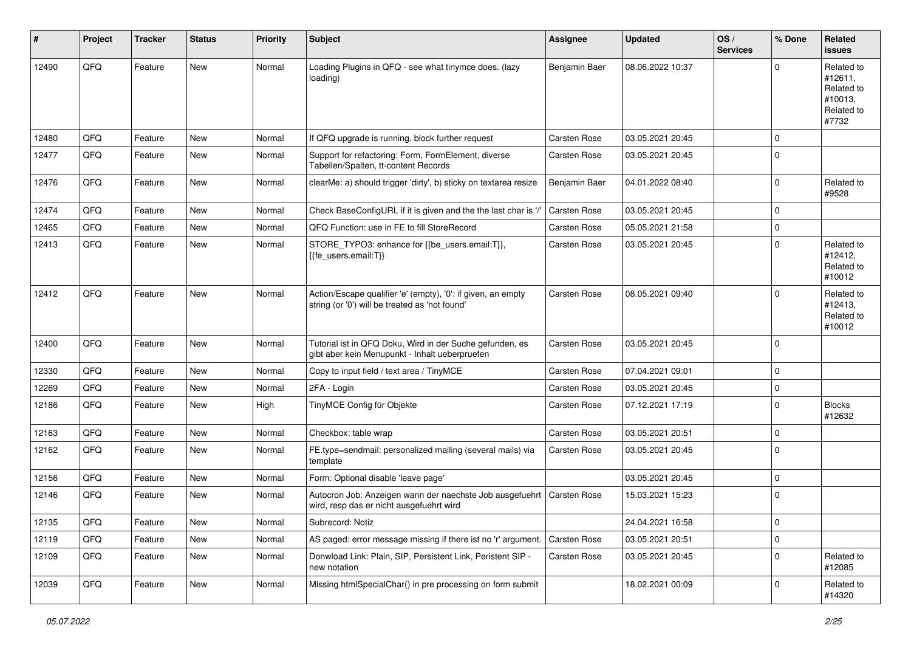| # | Project | Tracker | Status | Priority | Subject | Assignee | Updated | OS / Services | % Done | Related issues |
|---|---|---|---|---|---|---|---|---|---|---|
| 12490 | QFQ | Feature | New | Normal | Loading Plugins in QFQ - see what tinymce does. (lazy loading) | Benjamin Baer | 08.06.2022 10:37 | | 0 | Related to #12611, Related to #10013, Related to #7732 |
| 12480 | QFQ | Feature | New | Normal | If QFQ upgrade is running, block further request | Carsten Rose | 03.05.2021 20:45 | | 0 | |
| 12477 | QFQ | Feature | New | Normal | Support for refactoring: Form, FormElement, diverse Tabellen/Spalten, tt-content Records | Carsten Rose | 03.05.2021 20:45 | | 0 | |
| 12476 | QFQ | Feature | New | Normal | clearMe: a) should trigger 'dirty', b) sticky on textarea resize | Benjamin Baer | 04.01.2022 08:40 | | 0 | Related to #9528 |
| 12474 | QFQ | Feature | New | Normal | Check BaseConfigURL if it is given and the the last char is '/' | Carsten Rose | 03.05.2021 20:45 | | 0 | |
| 12465 | QFQ | Feature | New | Normal | QFQ Function: use in FE to fill StoreRecord | Carsten Rose | 05.05.2021 21:58 | | 0 | |
| 12413 | QFQ | Feature | New | Normal | STORE_TYPO3: enhance for {{be_users.email:T}}, {{fe_users.email:T}} | Carsten Rose | 03.05.2021 20:45 | | 0 | Related to #12412, Related to #10012 |
| 12412 | QFQ | Feature | New | Normal | Action/Escape qualifier 'e' (empty), '0': if given, an empty string (or '0') will be treated as 'not found' | Carsten Rose | 08.05.2021 09:40 | | 0 | Related to #12413, Related to #10012 |
| 12400 | QFQ | Feature | New | Normal | Tutorial ist in QFQ Doku, Wird in der Suche gefunden, es gibt aber kein Menupunkt - Inhalt ueberpruefen | Carsten Rose | 03.05.2021 20:45 | | 0 | |
| 12330 | QFQ | Feature | New | Normal | Copy to input field / text area / TinyMCE | Carsten Rose | 07.04.2021 09:01 | | 0 | |
| 12269 | QFQ | Feature | New | Normal | 2FA - Login | Carsten Rose | 03.05.2021 20:45 | | 0 | |
| 12186 | QFQ | Feature | New | High | TinyMCE Config für Objekte | Carsten Rose | 07.12.2021 17:19 | | 0 | Blocks #12632 |
| 12163 | QFQ | Feature | New | Normal | Checkbox: table wrap | Carsten Rose | 03.05.2021 20:51 | | 0 | |
| 12162 | QFQ | Feature | New | Normal | FE.type=sendmail: personalized mailing (several mails) via template | Carsten Rose | 03.05.2021 20:45 | | 0 | |
| 12156 | QFQ | Feature | New | Normal | Form: Optional disable 'leave page' | | 03.05.2021 20:45 | | 0 | |
| 12146 | QFQ | Feature | New | Normal | Autocron Job: Anzeigen wann der naechste Job ausgefuehrt wird, resp das er nicht ausgefuehrt wird | Carsten Rose | 15.03.2021 15:23 | | 0 | |
| 12135 | QFQ | Feature | New | Normal | Subrecord: Notiz | | 24.04.2021 16:58 | | 0 | |
| 12119 | QFQ | Feature | New | Normal | AS paged: error message missing if there ist no 'r' argument. | Carsten Rose | 03.05.2021 20:51 | | 0 | |
| 12109 | QFQ | Feature | New | Normal | Donwload Link: Plain, SIP, Persistent Link, Peristent SIP - new notation | Carsten Rose | 03.05.2021 20:45 | | 0 | Related to #12085 |
| 12039 | QFQ | Feature | New | Normal | Missing htmlSpecialChar() in pre processing on form submit | | 18.02.2021 00:09 | | 0 | Related to #14320 |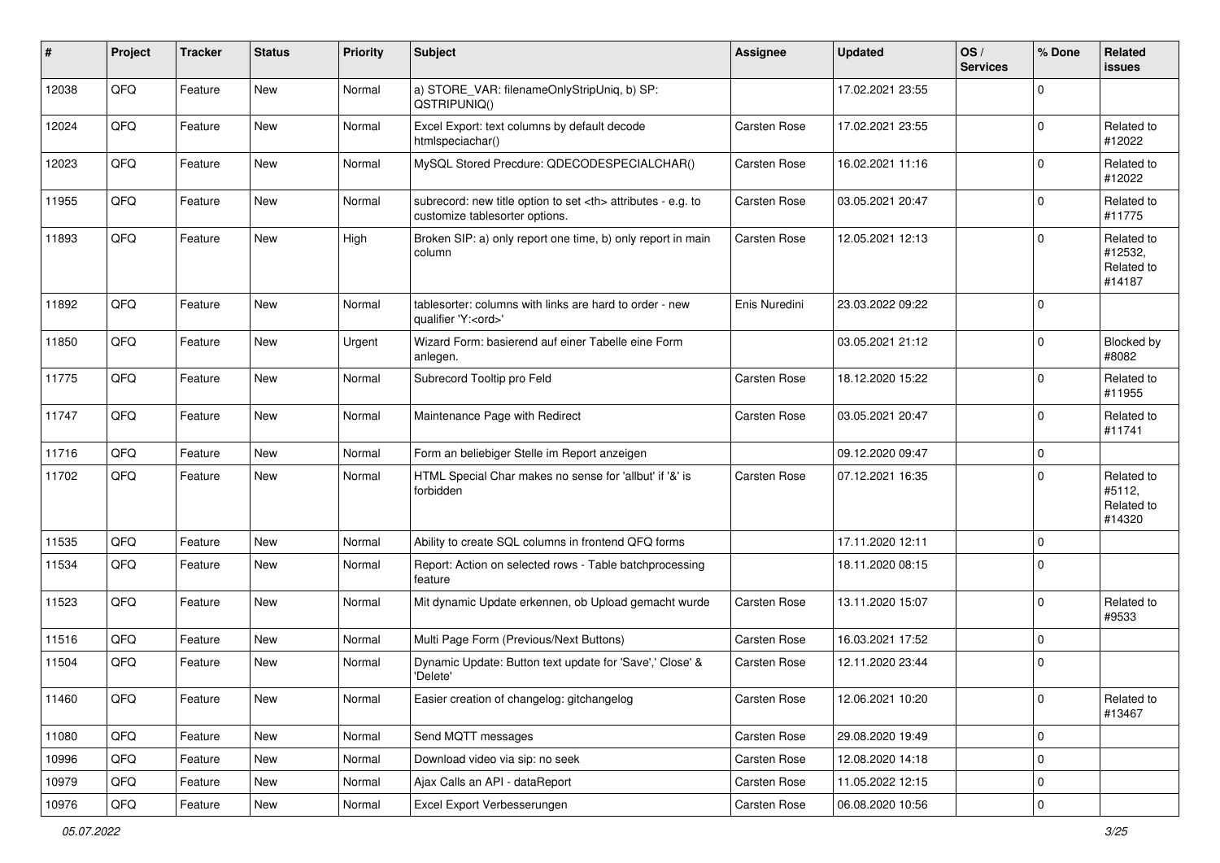| # | Project | Tracker | Status | Priority | Subject | Assignee | Updated | OS / Services | % Done | Related issues |
|---|---|---|---|---|---|---|---|---|---|---|
| 12038 | QFQ | Feature | New | Normal | a) STORE_VAR: filenameOnlyStripUniq, b) SP: QSTRIPUNIQ() | | 17.02.2021 23:55 | | 0 | |
| 12024 | QFQ | Feature | New | Normal | Excel Export: text columns by default decode htmlspeciachar() | Carsten Rose | 17.02.2021 23:55 | | 0 | Related to #12022 |
| 12023 | QFQ | Feature | New | Normal | MySQL Stored Precdure: QDECODESPECIALCHAR() | Carsten Rose | 16.02.2021 11:16 | | 0 | Related to #12022 |
| 11955 | QFQ | Feature | New | Normal | subrecord: new title option to set <th> attributes - e.g. to customize tablesorter options. | Carsten Rose | 03.05.2021 20:47 | | 0 | Related to #11775 |
| 11893 | QFQ | Feature | New | High | Broken SIP: a) only report one time, b) only report in main column | Carsten Rose | 12.05.2021 12:13 | | 0 | Related to #12532, Related to #14187 |
| 11892 | QFQ | Feature | New | Normal | tablesorter: columns with links are hard to order - new qualifier 'Y:<ord>' | Enis Nuredini | 23.03.2022 09:22 | | 0 | |
| 11850 | QFQ | Feature | New | Urgent | Wizard Form: basierend auf einer Tabelle eine Form anlegen. | | 03.05.2021 21:12 | | 0 | Blocked by #8082 |
| 11775 | QFQ | Feature | New | Normal | Subrecord Tooltip pro Feld | Carsten Rose | 18.12.2020 15:22 | | 0 | Related to #11955 |
| 11747 | QFQ | Feature | New | Normal | Maintenance Page with Redirect | Carsten Rose | 03.05.2021 20:47 | | 0 | Related to #11741 |
| 11716 | QFQ | Feature | New | Normal | Form an beliebiger Stelle im Report anzeigen | | 09.12.2020 09:47 | | 0 | |
| 11702 | QFQ | Feature | New | Normal | HTML Special Char makes no sense for 'allbut' if '&' is forbidden | Carsten Rose | 07.12.2021 16:35 | | 0 | Related to #5112, Related to #14320 |
| 11535 | QFQ | Feature | New | Normal | Ability to create SQL columns in frontend QFQ forms | | 17.11.2020 12:11 | | 0 | |
| 11534 | QFQ | Feature | New | Normal | Report: Action on selected rows - Table batchprocessing feature | | 18.11.2020 08:15 | | 0 | |
| 11523 | QFQ | Feature | New | Normal | Mit dynamic Update erkennen, ob Upload gemacht wurde | Carsten Rose | 13.11.2020 15:07 | | 0 | Related to #9533 |
| 11516 | QFQ | Feature | New | Normal | Multi Page Form (Previous/Next Buttons) | Carsten Rose | 16.03.2021 17:52 | | 0 | |
| 11504 | QFQ | Feature | New | Normal | Dynamic Update: Button text update for 'Save',' Close' & 'Delete' | Carsten Rose | 12.11.2020 23:44 | | 0 | |
| 11460 | QFQ | Feature | New | Normal | Easier creation of changelog: gitchangelog | Carsten Rose | 12.06.2021 10:20 | | 0 | Related to #13467 |
| 11080 | QFQ | Feature | New | Normal | Send MQTT messages | Carsten Rose | 29.08.2020 19:49 | | 0 | |
| 10996 | QFQ | Feature | New | Normal | Download video via sip: no seek | Carsten Rose | 12.08.2020 14:18 | | 0 | |
| 10979 | QFQ | Feature | New | Normal | Ajax Calls an API - dataReport | Carsten Rose | 11.05.2022 12:15 | | 0 | |
| 10976 | QFQ | Feature | New | Normal | Excel Export Verbesserungen | Carsten Rose | 06.08.2020 10:56 | | 0 | |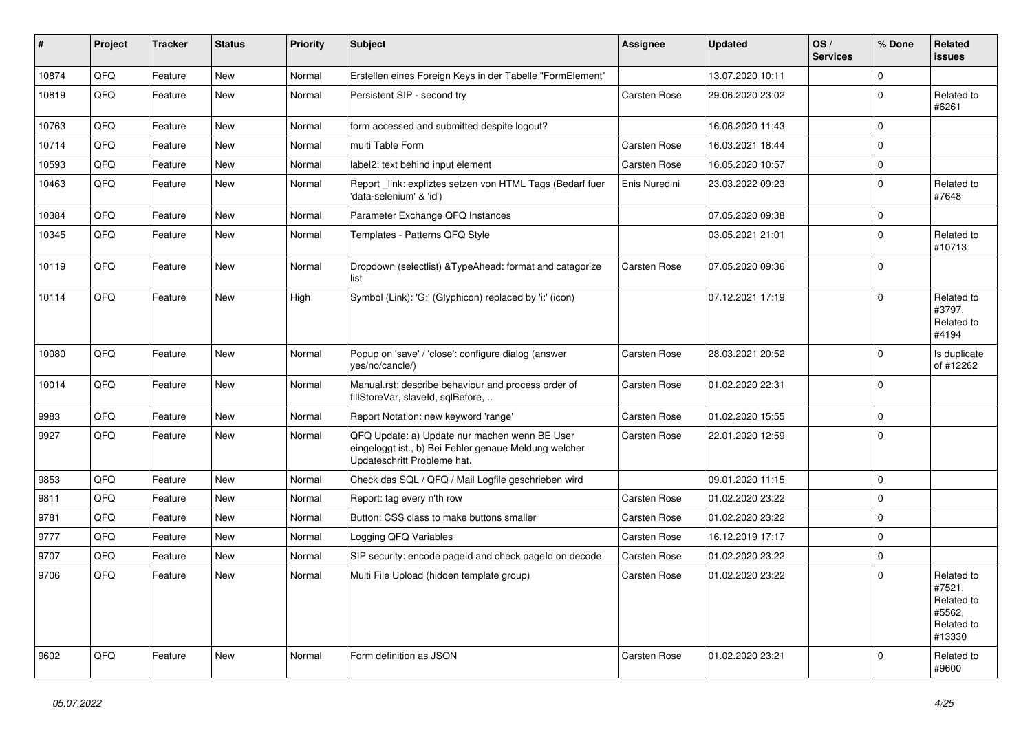| # | Project | Tracker | Status | Priority | Subject | Assignee | Updated | OS / Services | % Done | Related issues |
|---|---|---|---|---|---|---|---|---|---|---|
| 10874 | QFQ | Feature | New | Normal | Erstellen eines Foreign Keys in der Tabelle "FormElement" | | 13.07.2020 10:11 | | 0 | |
| 10819 | QFQ | Feature | New | Normal | Persistent SIP - second try | Carsten Rose | 29.06.2020 23:02 | | 0 | Related to #6261 |
| 10763 | QFQ | Feature | New | Normal | form accessed and submitted despite logout? | | 16.06.2020 11:43 | | 0 | |
| 10714 | QFQ | Feature | New | Normal | multi Table Form | Carsten Rose | 16.03.2021 18:44 | | 0 | |
| 10593 | QFQ | Feature | New | Normal | label2: text behind input element | Carsten Rose | 16.05.2020 10:57 | | 0 | |
| 10463 | QFQ | Feature | New | Normal | Report _link: expliztes setzen von HTML Tags (Bedarf fuer 'data-selenium' & 'id') | Enis Nuredini | 23.03.2022 09:23 | | 0 | Related to #7648 |
| 10384 | QFQ | Feature | New | Normal | Parameter Exchange QFQ Instances | | 07.05.2020 09:38 | | 0 | |
| 10345 | QFQ | Feature | New | Normal | Templates - Patterns QFQ Style | | 03.05.2021 21:01 | | 0 | Related to #10713 |
| 10119 | QFQ | Feature | New | Normal | Dropdown (selectlist) &TypeAhead: format and catagorize list | Carsten Rose | 07.05.2020 09:36 | | 0 | |
| 10114 | QFQ | Feature | New | High | Symbol (Link): 'G:' (Glyphicon) replaced by 'i:' (icon) | | 07.12.2021 17:19 | | 0 | Related to #3797, Related to #4194 |
| 10080 | QFQ | Feature | New | Normal | Popup on 'save' / 'close': configure dialog (answer yes/no/cancle/) | Carsten Rose | 28.03.2021 20:52 | | 0 | Is duplicate of #12262 |
| 10014 | QFQ | Feature | New | Normal | Manual.rst: describe behaviour and process order of fillStoreVar, slaveId, sqlBefore, .. | Carsten Rose | 01.02.2020 22:31 | | 0 | |
| 9983 | QFQ | Feature | New | Normal | Report Notation: new keyword 'range' | Carsten Rose | 01.02.2020 15:55 | | 0 | |
| 9927 | QFQ | Feature | New | Normal | QFQ Update: a) Update nur machen wenn BE User eingeloggt ist., b) Bei Fehler genaue Meldung welcher Updateschritt Probleme hat. | Carsten Rose | 22.01.2020 12:59 | | 0 | |
| 9853 | QFQ | Feature | New | Normal | Check das SQL / QFQ / Mail Logfile geschrieben wird | | 09.01.2020 11:15 | | 0 | |
| 9811 | QFQ | Feature | New | Normal | Report: tag every n'th row | Carsten Rose | 01.02.2020 23:22 | | 0 | |
| 9781 | QFQ | Feature | New | Normal | Button: CSS class to make buttons smaller | Carsten Rose | 01.02.2020 23:22 | | 0 | |
| 9777 | QFQ | Feature | New | Normal | Logging QFQ Variables | Carsten Rose | 16.12.2019 17:17 | | 0 | |
| 9707 | QFQ | Feature | New | Normal | SIP security: encode pageId and check pageId on decode | Carsten Rose | 01.02.2020 23:22 | | 0 | |
| 9706 | QFQ | Feature | New | Normal | Multi File Upload (hidden template group) | Carsten Rose | 01.02.2020 23:22 | | 0 | Related to #7521, Related to #5562, Related to #13330 |
| 9602 | QFQ | Feature | New | Normal | Form definition as JSON | Carsten Rose | 01.02.2020 23:21 | | 0 | Related to #9600 |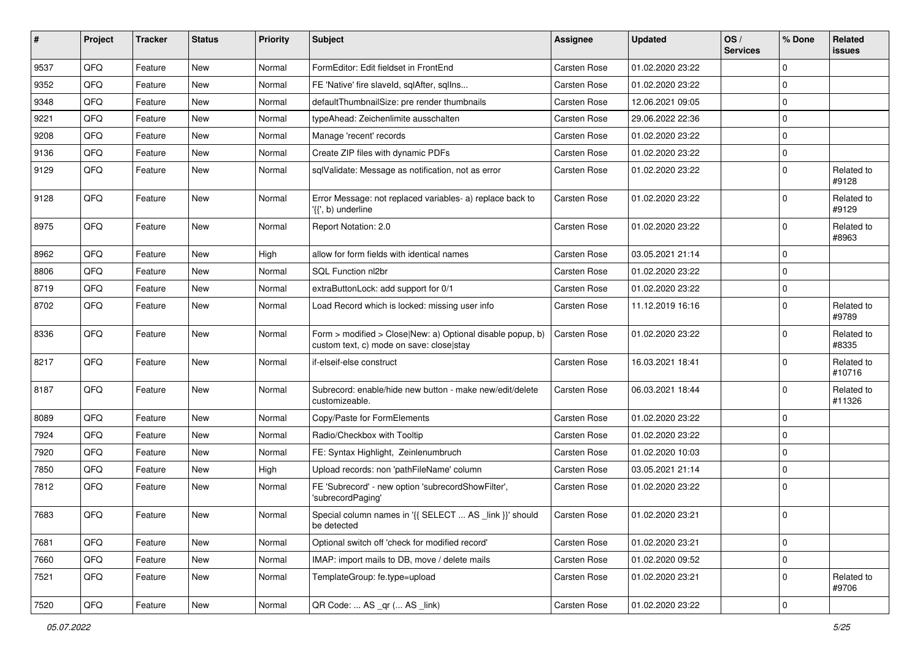| # | Project | Tracker | Status | Priority | Subject | Assignee | Updated | OS / Services | % Done | Related issues |
|---|---|---|---|---|---|---|---|---|---|---|
| 9537 | QFQ | Feature | New | Normal | FormEditor: Edit fieldset in FrontEnd | Carsten Rose | 01.02.2020 23:22 | | 0 | |
| 9352 | QFQ | Feature | New | Normal | FE 'Native' fire slaveId, sqlAfter, sqlIns... | Carsten Rose | 01.02.2020 23:22 | | 0 | |
| 9348 | QFQ | Feature | New | Normal | defaultThumbnailSize: pre render thumbnails | Carsten Rose | 12.06.2021 09:05 | | 0 | |
| 9221 | QFQ | Feature | New | Normal | typeAhead: Zeichenlimite ausschalten | Carsten Rose | 29.06.2022 22:36 | | 0 | |
| 9208 | QFQ | Feature | New | Normal | Manage 'recent' records | Carsten Rose | 01.02.2020 23:22 | | 0 | |
| 9136 | QFQ | Feature | New | Normal | Create ZIP files with dynamic PDFs | Carsten Rose | 01.02.2020 23:22 | | 0 | |
| 9129 | QFQ | Feature | New | Normal | sqlValidate: Message as notification, not as error | Carsten Rose | 01.02.2020 23:22 | | 0 | Related to #9128 |
| 9128 | QFQ | Feature | New | Normal | Error Message: not replaced variables- a) replace back to '{{', b) underline | Carsten Rose | 01.02.2020 23:22 | | 0 | Related to #9129 |
| 8975 | QFQ | Feature | New | Normal | Report Notation: 2.0 | Carsten Rose | 01.02.2020 23:22 | | 0 | Related to #8963 |
| 8962 | QFQ | Feature | New | High | allow for form fields with identical names | Carsten Rose | 03.05.2021 21:14 | | 0 | |
| 8806 | QFQ | Feature | New | Normal | SQL Function nl2br | Carsten Rose | 01.02.2020 23:22 | | 0 | |
| 8719 | QFQ | Feature | New | Normal | extraButtonLock: add support for 0/1 | Carsten Rose | 01.02.2020 23:22 | | 0 | |
| 8702 | QFQ | Feature | New | Normal | Load Record which is locked: missing user info | Carsten Rose | 11.12.2019 16:16 | | 0 | Related to #9789 |
| 8336 | QFQ | Feature | New | Normal | Form > modified > Close\|New: a) Optional disable popup, b) custom text, c) mode on save: close\|stay | Carsten Rose | 01.02.2020 23:22 | | 0 | Related to #8335 |
| 8217 | QFQ | Feature | New | Normal | if-elseif-else construct | Carsten Rose | 16.03.2021 18:41 | | 0 | Related to #10716 |
| 8187 | QFQ | Feature | New | Normal | Subrecord: enable/hide new button - make new/edit/delete customizeable. | Carsten Rose | 06.03.2021 18:44 | | 0 | Related to #11326 |
| 8089 | QFQ | Feature | New | Normal | Copy/Paste for FormElements | Carsten Rose | 01.02.2020 23:22 | | 0 | |
| 7924 | QFQ | Feature | New | Normal | Radio/Checkbox with Tooltip | Carsten Rose | 01.02.2020 23:22 | | 0 | |
| 7920 | QFQ | Feature | New | Normal | FE: Syntax Highlight, Zeinlenumbruch | Carsten Rose | 01.02.2020 10:03 | | 0 | |
| 7850 | QFQ | Feature | New | High | Upload records: non 'pathFileName' column | Carsten Rose | 03.05.2021 21:14 | | 0 | |
| 7812 | QFQ | Feature | New | Normal | FE 'Subrecord' - new option 'subrecordShowFilter', 'subrecordPaging' | Carsten Rose | 01.02.2020 23:22 | | 0 | |
| 7683 | QFQ | Feature | New | Normal | Special column names in '{{ SELECT ... AS _link }}' should be detected | Carsten Rose | 01.02.2020 23:21 | | 0 | |
| 7681 | QFQ | Feature | New | Normal | Optional switch off 'check for modified record' | Carsten Rose | 01.02.2020 23:21 | | 0 | |
| 7660 | QFQ | Feature | New | Normal | IMAP: import mails to DB, move / delete mails | Carsten Rose | 01.02.2020 09:52 | | 0 | |
| 7521 | QFQ | Feature | New | Normal | TemplateGroup: fe.type=upload | Carsten Rose | 01.02.2020 23:21 | | 0 | Related to #9706 |
| 7520 | QFQ | Feature | New | Normal | QR Code: ... AS _qr ( ... AS _link) | Carsten Rose | 01.02.2020 23:22 | | 0 | |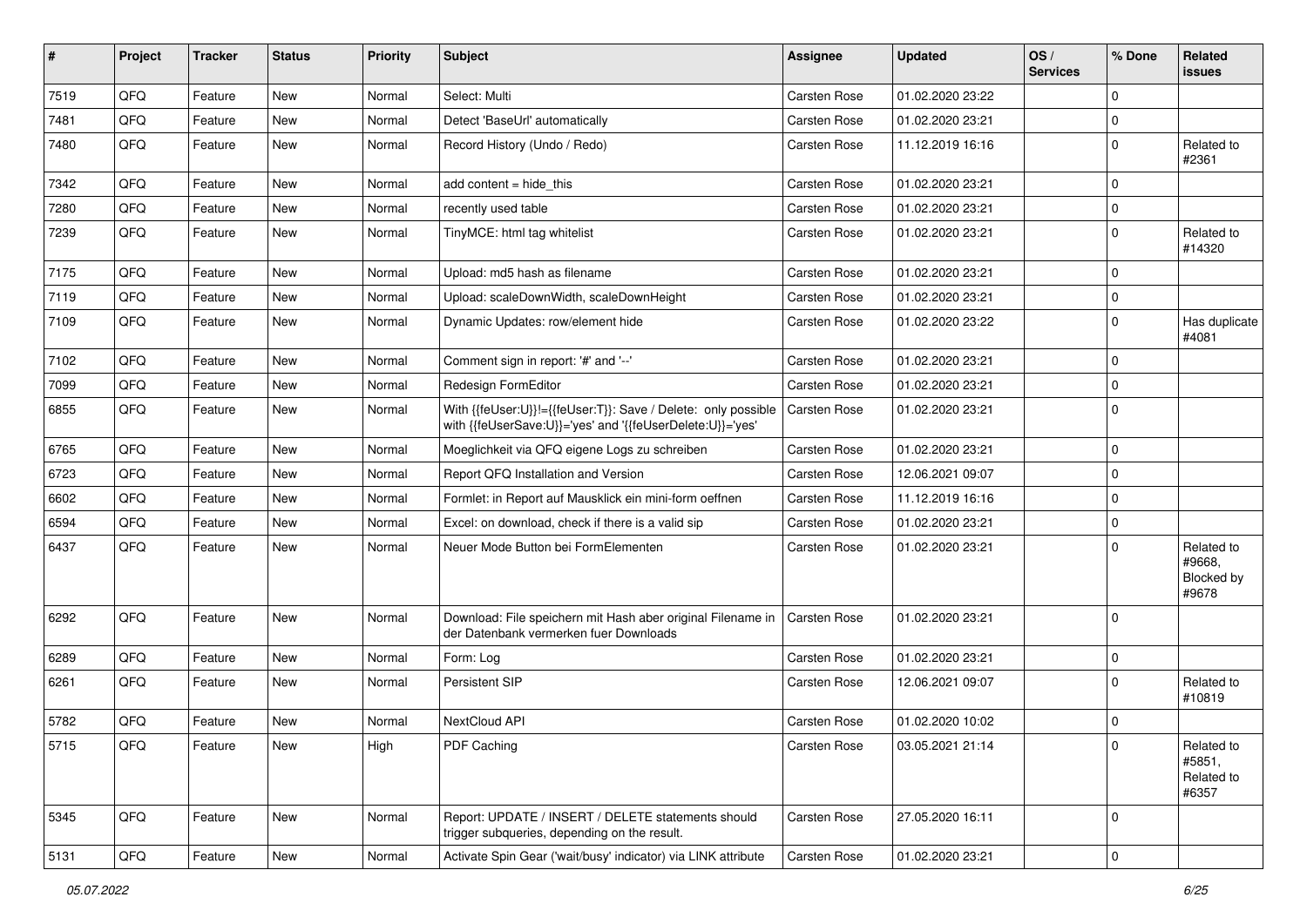| # | Project | Tracker | Status | Priority | Subject | Assignee | Updated | OS / Services | % Done | Related issues |
|---|---|---|---|---|---|---|---|---|---|---|
| 7519 | QFQ | Feature | New | Normal | Select: Multi | Carsten Rose | 01.02.2020 23:22 | | 0 | |
| 7481 | QFQ | Feature | New | Normal | Detect 'BaseUrl' automatically | Carsten Rose | 01.02.2020 23:21 | | 0 | |
| 7480 | QFQ | Feature | New | Normal | Record History (Undo / Redo) | Carsten Rose | 11.12.2019 16:16 | | 0 | Related to #2361 |
| 7342 | QFQ | Feature | New | Normal | add content = hide_this | Carsten Rose | 01.02.2020 23:21 | | 0 | |
| 7280 | QFQ | Feature | New | Normal | recently used table | Carsten Rose | 01.02.2020 23:21 | | 0 | |
| 7239 | QFQ | Feature | New | Normal | TinyMCE: html tag whitelist | Carsten Rose | 01.02.2020 23:21 | | 0 | Related to #14320 |
| 7175 | QFQ | Feature | New | Normal | Upload: md5 hash as filename | Carsten Rose | 01.02.2020 23:21 | | 0 | |
| 7119 | QFQ | Feature | New | Normal | Upload: scaleDownWidth, scaleDownHeight | Carsten Rose | 01.02.2020 23:21 | | 0 | |
| 7109 | QFQ | Feature | New | Normal | Dynamic Updates: row/element hide | Carsten Rose | 01.02.2020 23:22 | | 0 | Has duplicate #4081 |
| 7102 | QFQ | Feature | New | Normal | Comment sign in report: '#' and '--' | Carsten Rose | 01.02.2020 23:21 | | 0 | |
| 7099 | QFQ | Feature | New | Normal | Redesign FormEditor | Carsten Rose | 01.02.2020 23:21 | | 0 | |
| 6855 | QFQ | Feature | New | Normal | With {{feUser:U}}!={{feUser:T}}: Save / Delete: only possible with {{feUserSave:U}}='yes' and '{{feUserDelete:U}}='yes' | Carsten Rose | 01.02.2020 23:21 | | 0 | |
| 6765 | QFQ | Feature | New | Normal | Moeglichkeit via QFQ eigene Logs zu schreiben | Carsten Rose | 01.02.2020 23:21 | | 0 | |
| 6723 | QFQ | Feature | New | Normal | Report QFQ Installation and Version | Carsten Rose | 12.06.2021 09:07 | | 0 | |
| 6602 | QFQ | Feature | New | Normal | Formlet: in Report auf Mausklick ein mini-form oeffnen | Carsten Rose | 11.12.2019 16:16 | | 0 | |
| 6594 | QFQ | Feature | New | Normal | Excel: on download, check if there is a valid sip | Carsten Rose | 01.02.2020 23:21 | | 0 | |
| 6437 | QFQ | Feature | New | Normal | Neuer Mode Button bei FormElementen | Carsten Rose | 01.02.2020 23:21 | | 0 | Related to #9668, Blocked by #9678 |
| 6292 | QFQ | Feature | New | Normal | Download: File speichern mit Hash aber original Filename in der Datenbank vermerken fuer Downloads | Carsten Rose | 01.02.2020 23:21 | | 0 | |
| 6289 | QFQ | Feature | New | Normal | Form: Log | Carsten Rose | 01.02.2020 23:21 | | 0 | |
| 6261 | QFQ | Feature | New | Normal | Persistent SIP | Carsten Rose | 12.06.2021 09:07 | | 0 | Related to #10819 |
| 5782 | QFQ | Feature | New | Normal | NextCloud API | Carsten Rose | 01.02.2020 10:02 | | 0 | |
| 5715 | QFQ | Feature | New | High | PDF Caching | Carsten Rose | 03.05.2021 21:14 | | 0 | Related to #5851, Related to #6357 |
| 5345 | QFQ | Feature | New | Normal | Report: UPDATE / INSERT / DELETE statements should trigger subqueries, depending on the result. | Carsten Rose | 27.05.2020 16:11 | | 0 | |
| 5131 | QFQ | Feature | New | Normal | Activate Spin Gear ('wait/busy' indicator) via LINK attribute | Carsten Rose | 01.02.2020 23:21 | | 0 | |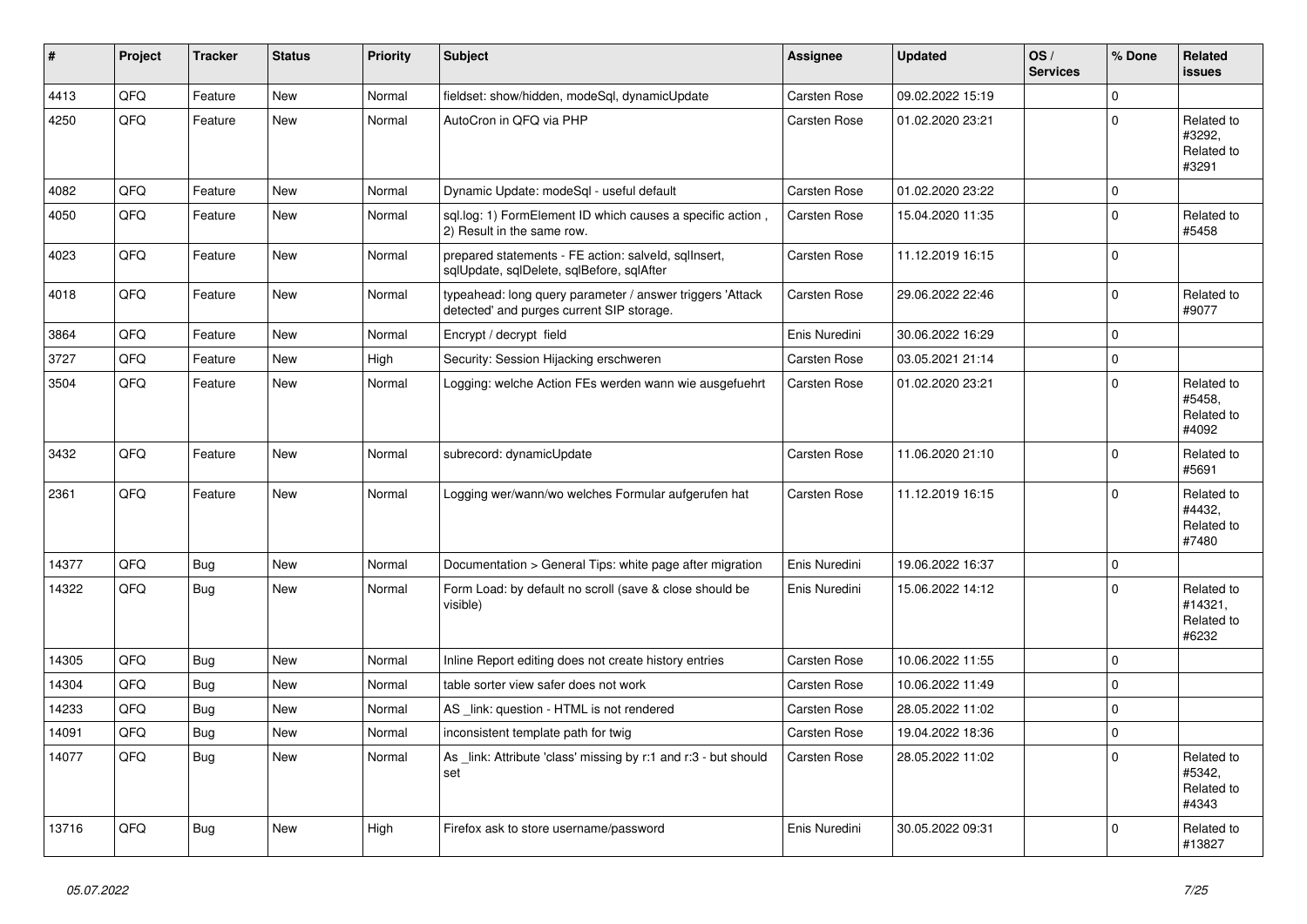| # | Project | Tracker | Status | Priority | Subject | Assignee | Updated | OS / Services | % Done | Related issues |
|---|---|---|---|---|---|---|---|---|---|---|
| 4413 | QFQ | Feature | New | Normal | fieldset: show/hidden, modeSql, dynamicUpdate | Carsten Rose | 09.02.2022 15:19 | | 0 | |
| 4250 | QFQ | Feature | New | Normal | AutoCron in QFQ via PHP | Carsten Rose | 01.02.2020 23:21 | | 0 | Related to #3292, Related to #3291 |
| 4082 | QFQ | Feature | New | Normal | Dynamic Update: modeSql - useful default | Carsten Rose | 01.02.2020 23:22 | | 0 | |
| 4050 | QFQ | Feature | New | Normal | sql.log: 1) FormElement ID which causes a specific action , 2) Result in the same row. | Carsten Rose | 15.04.2020 11:35 | | 0 | Related to #5458 |
| 4023 | QFQ | Feature | New | Normal | prepared statements - FE action: salveld, sqlInsert, sqlUpdate, sqlDelete, sqlBefore, sqlAfter | Carsten Rose | 11.12.2019 16:15 | | 0 | |
| 4018 | QFQ | Feature | New | Normal | typeahead: long query parameter / answer triggers 'Attack detected' and purges current SIP storage. | Carsten Rose | 29.06.2022 22:46 | | 0 | Related to #9077 |
| 3864 | QFQ | Feature | New | Normal | Encrypt / decrypt field | Enis Nuredini | 30.06.2022 16:29 | | 0 | |
| 3727 | QFQ | Feature | New | High | Security: Session Hijacking erschweren | Carsten Rose | 03.05.2021 21:14 | | 0 | |
| 3504 | QFQ | Feature | New | Normal | Logging: welche Action FEs werden wann wie ausgefuehrt | Carsten Rose | 01.02.2020 23:21 | | 0 | Related to #5458, Related to #4092 |
| 3432 | QFQ | Feature | New | Normal | subrecord: dynamicUpdate | Carsten Rose | 11.06.2020 21:10 | | 0 | Related to #5691 |
| 2361 | QFQ | Feature | New | Normal | Logging wer/wann/wo welches Formular aufgerufen hat | Carsten Rose | 11.12.2019 16:15 | | 0 | Related to #4432, Related to #7480 |
| 14377 | QFQ | Bug | New | Normal | Documentation > General Tips: white page after migration | Enis Nuredini | 19.06.2022 16:37 | | 0 | |
| 14322 | QFQ | Bug | New | Normal | Form Load: by default no scroll (save & close should be visible) | Enis Nuredini | 15.06.2022 14:12 | | 0 | Related to #14321, Related to #6232 |
| 14305 | QFQ | Bug | New | Normal | Inline Report editing does not create history entries | Carsten Rose | 10.06.2022 11:55 | | 0 | |
| 14304 | QFQ | Bug | New | Normal | table sorter view safer does not work | Carsten Rose | 10.06.2022 11:49 | | 0 | |
| 14233 | QFQ | Bug | New | Normal | AS _link: question - HTML is not rendered | Carsten Rose | 28.05.2022 11:02 | | 0 | |
| 14091 | QFQ | Bug | New | Normal | inconsistent template path for twig | Carsten Rose | 19.04.2022 18:36 | | 0 | |
| 14077 | QFQ | Bug | New | Normal | As _link: Attribute 'class' missing by r:1 and r:3 - but should set | Carsten Rose | 28.05.2022 11:02 | | 0 | Related to #5342, Related to #4343 |
| 13716 | QFQ | Bug | New | High | Firefox ask to store username/password | Enis Nuredini | 30.05.2022 09:31 | | 0 | Related to #13827 |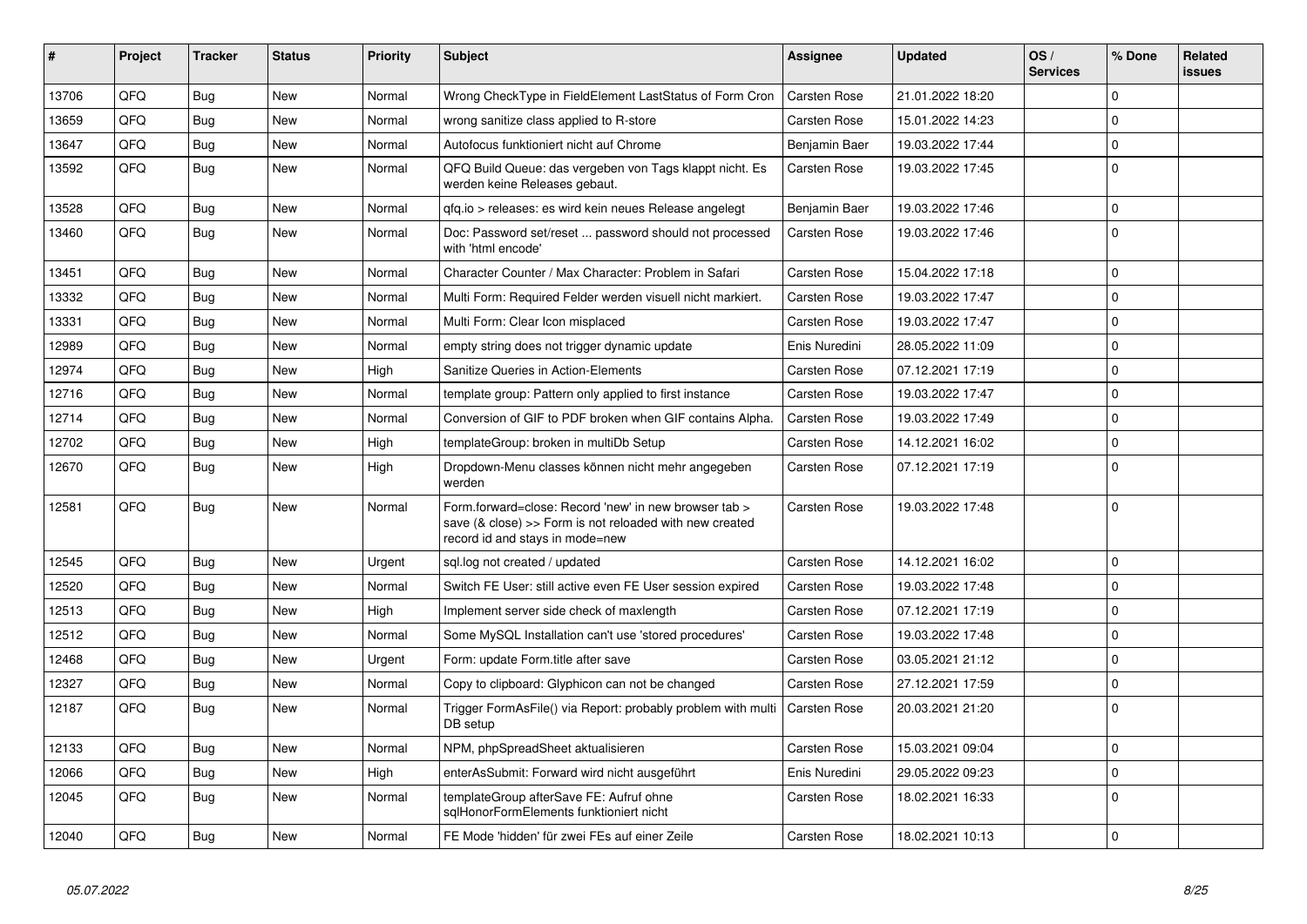| # | Project | Tracker | Status | Priority | Subject | Assignee | Updated | OS / Services | % Done | Related issues |
|---|---|---|---|---|---|---|---|---|---|---|
| 13706 | QFQ | Bug | New | Normal | Wrong CheckType in FieldElement LastStatus of Form Cron | Carsten Rose | 21.01.2022 18:20 | | 0 | |
| 13659 | QFQ | Bug | New | Normal | wrong sanitize class applied to R-store | Carsten Rose | 15.01.2022 14:23 | | 0 | |
| 13647 | QFQ | Bug | New | Normal | Autofocus funktioniert nicht auf Chrome | Benjamin Baer | 19.03.2022 17:44 | | 0 | |
| 13592 | QFQ | Bug | New | Normal | QFQ Build Queue: das vergeben von Tags klappt nicht. Es werden keine Releases gebaut. | Carsten Rose | 19.03.2022 17:45 | | 0 | |
| 13528 | QFQ | Bug | New | Normal | qfq.io > releases: es wird kein neues Release angelegt | Benjamin Baer | 19.03.2022 17:46 | | 0 | |
| 13460 | QFQ | Bug | New | Normal | Doc: Password set/reset ... password should not processed with 'html encode' | Carsten Rose | 19.03.2022 17:46 | | 0 | |
| 13451 | QFQ | Bug | New | Normal | Character Counter / Max Character: Problem in Safari | Carsten Rose | 15.04.2022 17:18 | | 0 | |
| 13332 | QFQ | Bug | New | Normal | Multi Form: Required Felder werden visuell nicht markiert. | Carsten Rose | 19.03.2022 17:47 | | 0 | |
| 13331 | QFQ | Bug | New | Normal | Multi Form: Clear Icon misplaced | Carsten Rose | 19.03.2022 17:47 | | 0 | |
| 12989 | QFQ | Bug | New | Normal | empty string does not trigger dynamic update | Enis Nuredini | 28.05.2022 11:09 | | 0 | |
| 12974 | QFQ | Bug | New | High | Sanitize Queries in Action-Elements | Carsten Rose | 07.12.2021 17:19 | | 0 | |
| 12716 | QFQ | Bug | New | Normal | template group: Pattern only applied to first instance | Carsten Rose | 19.03.2022 17:47 | | 0 | |
| 12714 | QFQ | Bug | New | Normal | Conversion of GIF to PDF broken when GIF contains Alpha. | Carsten Rose | 19.03.2022 17:49 | | 0 | |
| 12702 | QFQ | Bug | New | High | templateGroup: broken in multiDb Setup | Carsten Rose | 14.12.2021 16:02 | | 0 | |
| 12670 | QFQ | Bug | New | High | Dropdown-Menu classes können nicht mehr angegeben werden | Carsten Rose | 07.12.2021 17:19 | | 0 | |
| 12581 | QFQ | Bug | New | Normal | Form.forward=close: Record 'new' in new browser tab > save (& close) >> Form is not reloaded with new created record id and stays in mode=new | Carsten Rose | 19.03.2022 17:48 | | 0 | |
| 12545 | QFQ | Bug | New | Urgent | sql.log not created / updated | Carsten Rose | 14.12.2021 16:02 | | 0 | |
| 12520 | QFQ | Bug | New | Normal | Switch FE User: still active even FE User session expired | Carsten Rose | 19.03.2022 17:48 | | 0 | |
| 12513 | QFQ | Bug | New | High | Implement server side check of maxlength | Carsten Rose | 07.12.2021 17:19 | | 0 | |
| 12512 | QFQ | Bug | New | Normal | Some MySQL Installation can't use 'stored procedures' | Carsten Rose | 19.03.2022 17:48 | | 0 | |
| 12468 | QFQ | Bug | New | Urgent | Form: update Form.title after save | Carsten Rose | 03.05.2021 21:12 | | 0 | |
| 12327 | QFQ | Bug | New | Normal | Copy to clipboard: Glyphicon can not be changed | Carsten Rose | 27.12.2021 17:59 | | 0 | |
| 12187 | QFQ | Bug | New | Normal | Trigger FormAsFile() via Report: probably problem with multi DB setup | Carsten Rose | 20.03.2021 21:20 | | 0 | |
| 12133 | QFQ | Bug | New | Normal | NPM, phpSpreadSheet aktualisieren | Carsten Rose | 15.03.2021 09:04 | | 0 | |
| 12066 | QFQ | Bug | New | High | enterAsSubmit: Forward wird nicht ausgeführt | Enis Nuredini | 29.05.2022 09:23 | | 0 | |
| 12045 | QFQ | Bug | New | Normal | templateGroup afterSave FE: Aufruf ohne sqlHonorFormElements funktioniert nicht | Carsten Rose | 18.02.2021 16:33 | | 0 | |
| 12040 | QFQ | Bug | New | Normal | FE Mode 'hidden' für zwei FEs auf einer Zeile | Carsten Rose | 18.02.2021 10:13 | | 0 | |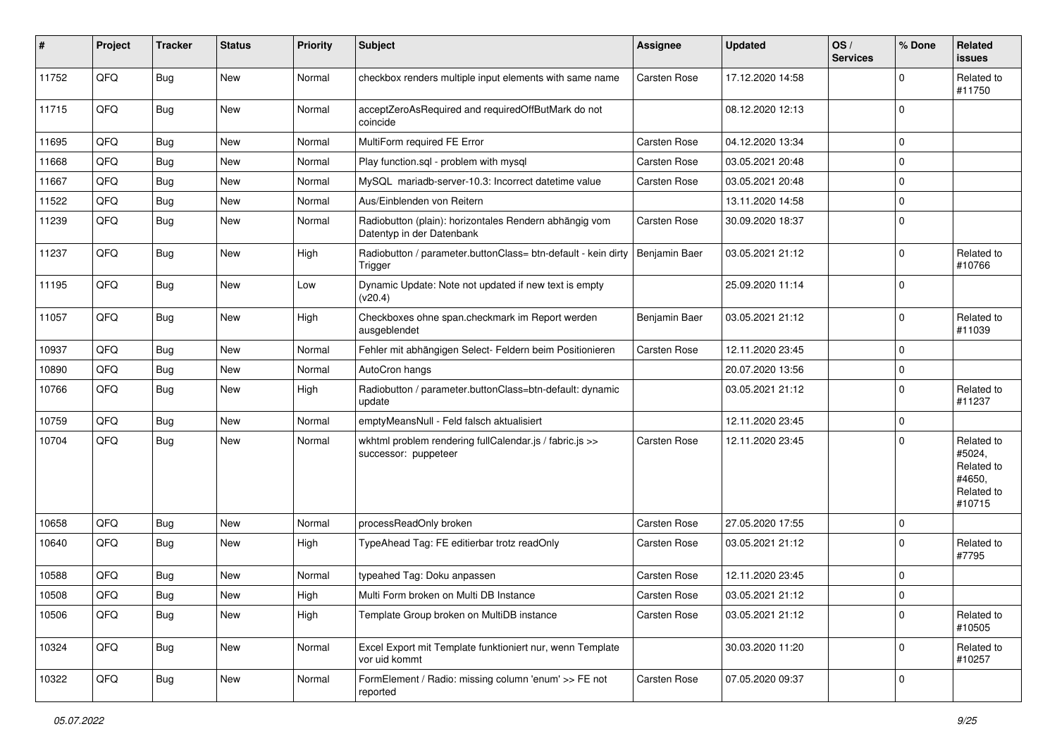| # | Project | Tracker | Status | Priority | Subject | Assignee | Updated | OS / Services | % Done | Related issues |
|---|---|---|---|---|---|---|---|---|---|---|
| 11752 | QFQ | Bug | New | Normal | checkbox renders multiple input elements with same name | Carsten Rose | 17.12.2020 14:58 | | 0 | Related to #11750 |
| 11715 | QFQ | Bug | New | Normal | acceptZeroAsRequired and requiredOffButMark do not coincide | | 08.12.2020 12:13 | | 0 | |
| 11695 | QFQ | Bug | New | Normal | MultiForm required FE Error | Carsten Rose | 04.12.2020 13:34 | | 0 | |
| 11668 | QFQ | Bug | New | Normal | Play function.sql - problem with mysql | Carsten Rose | 03.05.2021 20:48 | | 0 | |
| 11667 | QFQ | Bug | New | Normal | MySQL mariadb-server-10.3: Incorrect datetime value | Carsten Rose | 03.05.2021 20:48 | | 0 | |
| 11522 | QFQ | Bug | New | Normal | Aus/Einblenden von Reitern | | 13.11.2020 14:58 | | 0 | |
| 11239 | QFQ | Bug | New | Normal | Radiobutton (plain): horizontales Rendern abhängig vom Datentyp in der Datenbank | Carsten Rose | 30.09.2020 18:37 | | 0 | |
| 11237 | QFQ | Bug | New | High | Radiobutton / parameter.buttonClass= btn-default - kein dirty Trigger | Benjamin Baer | 03.05.2021 21:12 | | 0 | Related to #10766 |
| 11195 | QFQ | Bug | New | Low | Dynamic Update: Note not updated if new text is empty (v20.4) | | 25.09.2020 11:14 | | 0 | |
| 11057 | QFQ | Bug | New | High | Checkboxes ohne span.checkmark im Report werden ausgeblendet | Benjamin Baer | 03.05.2021 21:12 | | 0 | Related to #11039 |
| 10937 | QFQ | Bug | New | Normal | Fehler mit abhängigen Select- Feldern beim Positionieren | Carsten Rose | 12.11.2020 23:45 | | 0 | |
| 10890 | QFQ | Bug | New | Normal | AutoCron hangs | | 20.07.2020 13:56 | | 0 | |
| 10766 | QFQ | Bug | New | High | Radiobutton / parameter.buttonClass=btn-default: dynamic update | | 03.05.2021 21:12 | | 0 | Related to #11237 |
| 10759 | QFQ | Bug | New | Normal | emptyMeansNull - Feld falsch aktualisiert | | 12.11.2020 23:45 | | 0 | |
| 10704 | QFQ | Bug | New | Normal | wkhtml problem rendering fullCalendar.js / fabric.js >> successor: puppeteer | Carsten Rose | 12.11.2020 23:45 | | 0 | Related to #5024, Related to #4650, Related to #10715 |
| 10658 | QFQ | Bug | New | Normal | processReadOnly broken | Carsten Rose | 27.05.2020 17:55 | | 0 | |
| 10640 | QFQ | Bug | New | High | TypeAhead Tag: FE editierbar trotz readOnly | Carsten Rose | 03.05.2021 21:12 | | 0 | Related to #7795 |
| 10588 | QFQ | Bug | New | Normal | typeahed Tag: Doku anpassen | Carsten Rose | 12.11.2020 23:45 | | 0 | |
| 10508 | QFQ | Bug | New | High | Multi Form broken on Multi DB Instance | Carsten Rose | 03.05.2021 21:12 | | 0 | |
| 10506 | QFQ | Bug | New | High | Template Group broken on MultiDB instance | Carsten Rose | 03.05.2021 21:12 | | 0 | Related to #10505 |
| 10324 | QFQ | Bug | New | Normal | Excel Export mit Template funktioniert nur, wenn Template vor uid kommt | | 30.03.2020 11:20 | | 0 | Related to #10257 |
| 10322 | QFQ | Bug | New | Normal | FormElement / Radio: missing column 'enum' >> FE not reported | Carsten Rose | 07.05.2020 09:37 | | 0 | |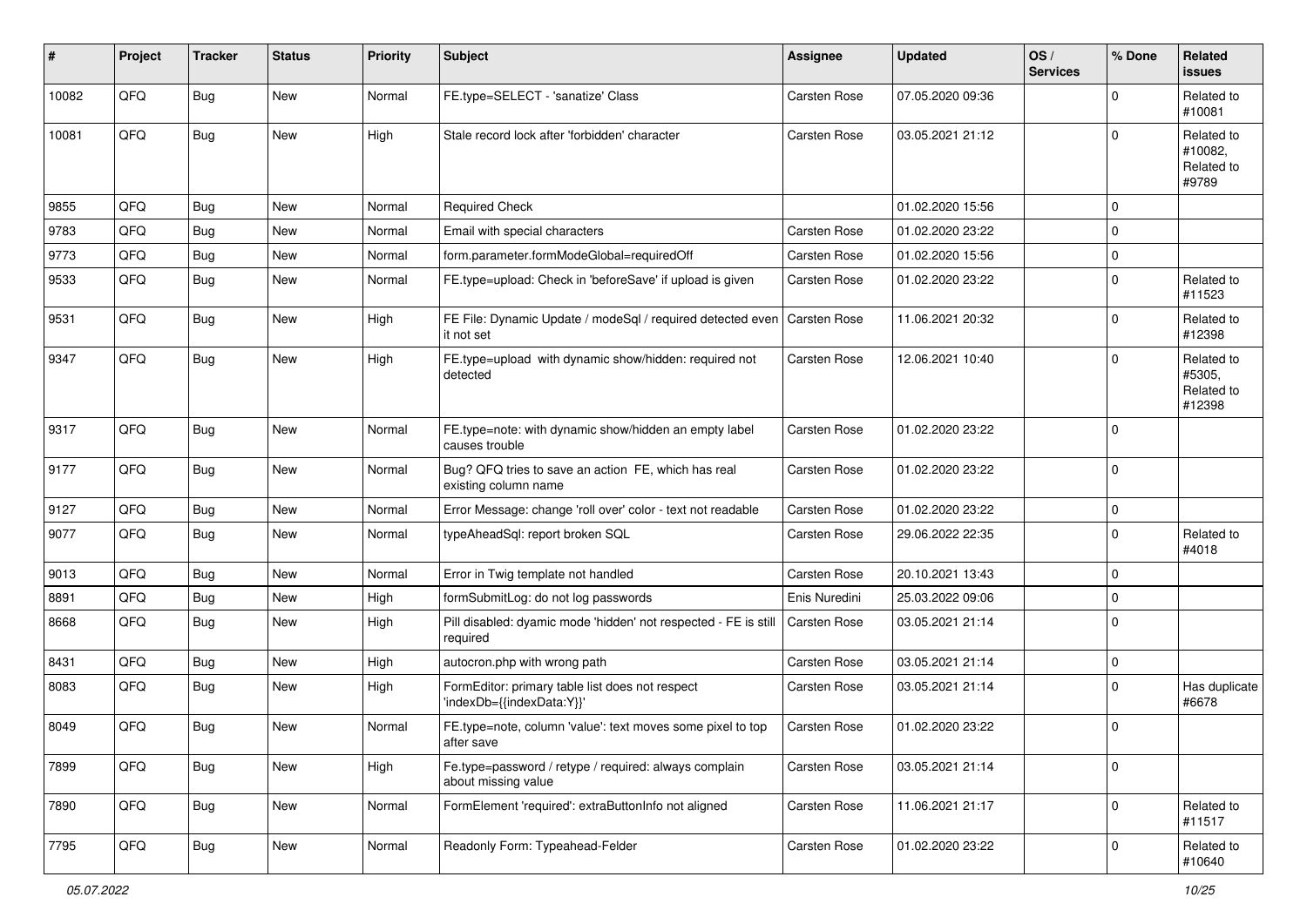| # | Project | Tracker | Status | Priority | Subject | Assignee | Updated | OS / Services | % Done | Related issues |
|---|---|---|---|---|---|---|---|---|---|---|
| 10082 | QFQ | Bug | New | Normal | FE.type=SELECT - 'sanatize' Class | Carsten Rose | 07.05.2020 09:36 | | 0 | Related to #10081 |
| 10081 | QFQ | Bug | New | High | Stale record lock after 'forbidden' character | Carsten Rose | 03.05.2021 21:12 | | 0 | Related to #10082, Related to #9789 |
| 9855 | QFQ | Bug | New | Normal | Required Check | | 01.02.2020 15:56 | | 0 | |
| 9783 | QFQ | Bug | New | Normal | Email with special characters | Carsten Rose | 01.02.2020 23:22 | | 0 | |
| 9773 | QFQ | Bug | New | Normal | form.parameter.formModeGlobal=requiredOff | Carsten Rose | 01.02.2020 15:56 | | 0 | |
| 9533 | QFQ | Bug | New | Normal | FE.type=upload: Check in 'beforeSave' if upload is given | Carsten Rose | 01.02.2020 23:22 | | 0 | Related to #11523 |
| 9531 | QFQ | Bug | New | High | FE File: Dynamic Update / modeSql / required detected even it not set | Carsten Rose | 11.06.2021 20:32 | | 0 | Related to #12398 |
| 9347 | QFQ | Bug | New | High | FE.type=upload with dynamic show/hidden: required not detected | Carsten Rose | 12.06.2021 10:40 | | 0 | Related to #5305, Related to #12398 |
| 9317 | QFQ | Bug | New | Normal | FE.type=note: with dynamic show/hidden an empty label causes trouble | Carsten Rose | 01.02.2020 23:22 | | 0 | |
| 9177 | QFQ | Bug | New | Normal | Bug? QFQ tries to save an action FE, which has real existing column name | Carsten Rose | 01.02.2020 23:22 | | 0 | |
| 9127 | QFQ | Bug | New | Normal | Error Message: change 'roll over' color - text not readable | Carsten Rose | 01.02.2020 23:22 | | 0 | |
| 9077 | QFQ | Bug | New | Normal | typeAheadSql: report broken SQL | Carsten Rose | 29.06.2022 22:35 | | 0 | Related to #4018 |
| 9013 | QFQ | Bug | New | Normal | Error in Twig template not handled | Carsten Rose | 20.10.2021 13:43 | | 0 | |
| 8891 | QFQ | Bug | New | High | formSubmitLog: do not log passwords | Enis Nuredini | 25.03.2022 09:06 | | 0 | |
| 8668 | QFQ | Bug | New | High | Pill disabled: dyamic mode 'hidden' not respected - FE is still required | Carsten Rose | 03.05.2021 21:14 | | 0 | |
| 8431 | QFQ | Bug | New | High | autocron.php with wrong path | Carsten Rose | 03.05.2021 21:14 | | 0 | |
| 8083 | QFQ | Bug | New | High | FormEditor: primary table list does not respect 'indexDb={{indexData:Y}}' | Carsten Rose | 03.05.2021 21:14 | | 0 | Has duplicate #6678 |
| 8049 | QFQ | Bug | New | Normal | FE.type=note, column 'value': text moves some pixel to top after save | Carsten Rose | 01.02.2020 23:22 | | 0 | |
| 7899 | QFQ | Bug | New | High | Fe.type=password / retype / required: always complain about missing value | Carsten Rose | 03.05.2021 21:14 | | 0 | |
| 7890 | QFQ | Bug | New | Normal | FormElement 'required': extraButtonInfo not aligned | Carsten Rose | 11.06.2021 21:17 | | 0 | Related to #11517 |
| 7795 | QFQ | Bug | New | Normal | Readonly Form: Typeahead-Felder | Carsten Rose | 01.02.2020 23:22 | | 0 | Related to #10640 |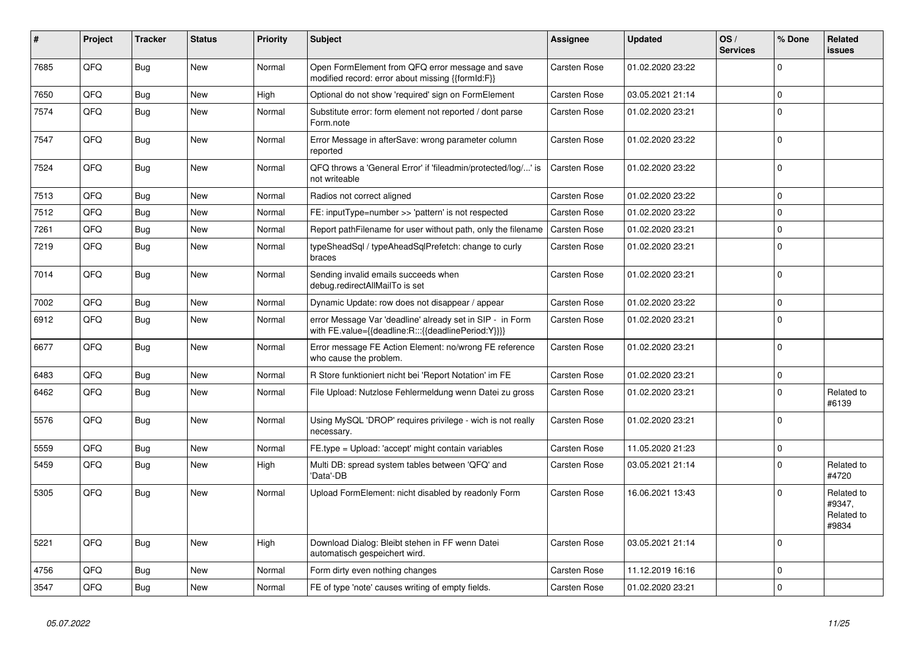| # | Project | Tracker | Status | Priority | Subject | Assignee | Updated | OS / Services | % Done | Related issues |
|---|---|---|---|---|---|---|---|---|---|---|
| 7685 | QFQ | Bug | New | Normal | Open FormElement from QFQ error message and save modified record: error about missing {{formId:F}} | Carsten Rose | 01.02.2020 23:22 | | 0 | |
| 7650 | QFQ | Bug | New | High | Optional do not show 'required' sign on FormElement | Carsten Rose | 03.05.2021 21:14 | | 0 | |
| 7574 | QFQ | Bug | New | Normal | Substitute error: form element not reported / dont parse Form.note | Carsten Rose | 01.02.2020 23:21 | | 0 | |
| 7547 | QFQ | Bug | New | Normal | Error Message in afterSave: wrong parameter column reported | Carsten Rose | 01.02.2020 23:22 | | 0 | |
| 7524 | QFQ | Bug | New | Normal | QFQ throws a 'General Error' if 'fileadmin/protected/log/...' is not writeable | Carsten Rose | 01.02.2020 23:22 | | 0 | |
| 7513 | QFQ | Bug | New | Normal | Radios not correct aligned | Carsten Rose | 01.02.2020 23:22 | | 0 | |
| 7512 | QFQ | Bug | New | Normal | FE: inputType=number >> 'pattern' is not respected | Carsten Rose | 01.02.2020 23:22 | | 0 | |
| 7261 | QFQ | Bug | New | Normal | Report pathFilename for user without path, only the filename | Carsten Rose | 01.02.2020 23:21 | | 0 | |
| 7219 | QFQ | Bug | New | Normal | typeSheadSql / typeAheadSqlPrefetch: change to curly braces | Carsten Rose | 01.02.2020 23:21 | | 0 | |
| 7014 | QFQ | Bug | New | Normal | Sending invalid emails succeeds when debug.redirectAllMailTo is set | Carsten Rose | 01.02.2020 23:21 | | 0 | |
| 7002 | QFQ | Bug | New | Normal | Dynamic Update: row does not disappear / appear | Carsten Rose | 01.02.2020 23:22 | | 0 | |
| 6912 | QFQ | Bug | New | Normal | error Message Var 'deadline' already set in SIP - in Form with FE.value={{deadline:R:::{{deadlinePeriod:Y}}}} | Carsten Rose | 01.02.2020 23:21 | | 0 | |
| 6677 | QFQ | Bug | New | Normal | Error message FE Action Element: no/wrong FE reference who cause the problem. | Carsten Rose | 01.02.2020 23:21 | | 0 | |
| 6483 | QFQ | Bug | New | Normal | R Store funktioniert nicht bei 'Report Notation' im FE | Carsten Rose | 01.02.2020 23:21 | | 0 | |
| 6462 | QFQ | Bug | New | Normal | File Upload: Nutzlose Fehlermeldung wenn Datei zu gross | Carsten Rose | 01.02.2020 23:21 | | 0 | Related to #6139 |
| 5576 | QFQ | Bug | New | Normal | Using MySQL 'DROP' requires privilege - wich is not really necessary. | Carsten Rose | 01.02.2020 23:21 | | 0 | |
| 5559 | QFQ | Bug | New | Normal | FE.type = Upload: 'accept' might contain variables | Carsten Rose | 11.05.2020 21:23 | | 0 | |
| 5459 | QFQ | Bug | New | High | Multi DB: spread system tables between 'QFQ' and 'Data'-DB | Carsten Rose | 03.05.2021 21:14 | | 0 | Related to #4720 |
| 5305 | QFQ | Bug | New | Normal | Upload FormElement: nicht disabled by readonly Form | Carsten Rose | 16.06.2021 13:43 | | 0 | Related to #9347, Related to #9834 |
| 5221 | QFQ | Bug | New | High | Download Dialog: Bleibt stehen in FF wenn Datei automatisch gespeichert wird. | Carsten Rose | 03.05.2021 21:14 | | 0 | |
| 4756 | QFQ | Bug | New | Normal | Form dirty even nothing changes | Carsten Rose | 11.12.2019 16:16 | | 0 | |
| 3547 | QFQ | Bug | New | Normal | FE of type 'note' causes writing of empty fields. | Carsten Rose | 01.02.2020 23:21 | | 0 | |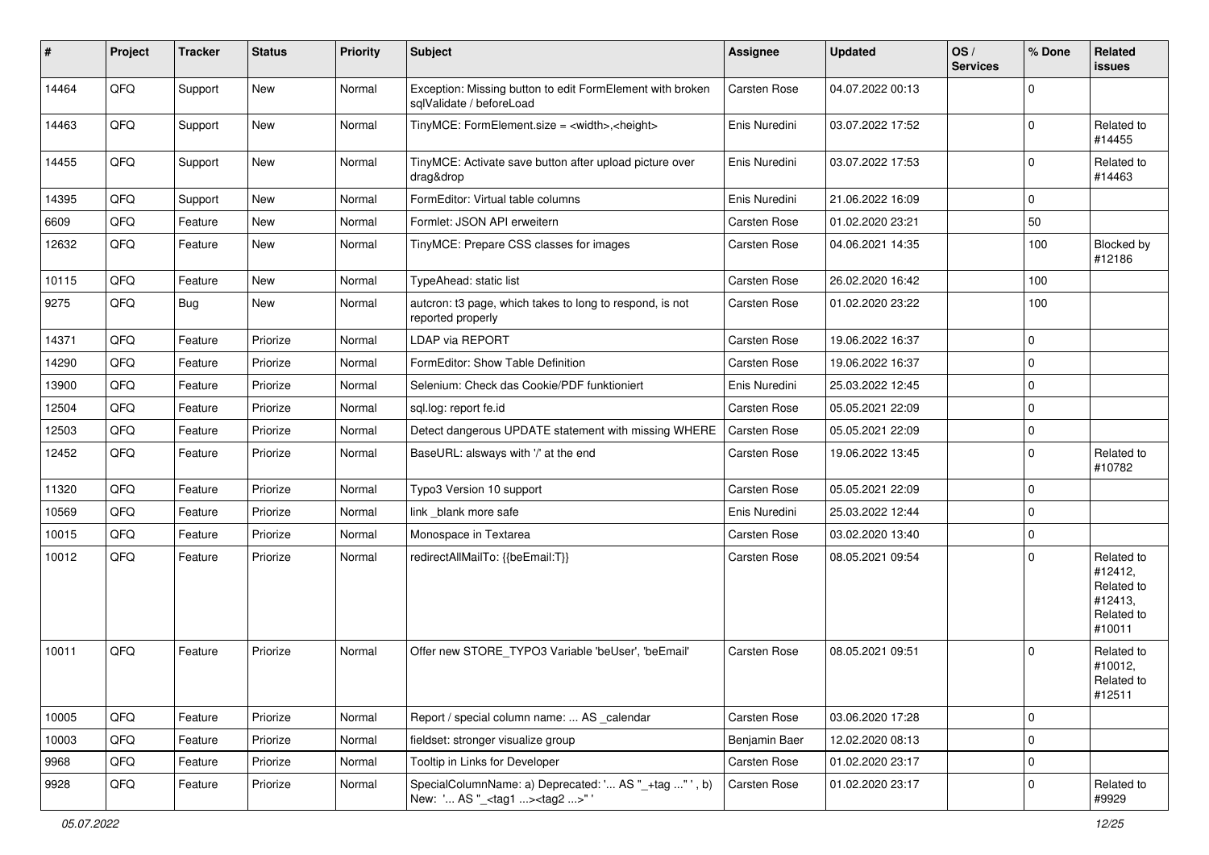| # | Project | Tracker | Status | Priority | Subject | Assignee | Updated | OS / Services | % Done | Related issues |
|---|---|---|---|---|---|---|---|---|---|---|
| 14464 | QFQ | Support | New | Normal | Exception: Missing button to edit FormElement with broken sqlValidate / beforeLoad | Carsten Rose | 04.07.2022 00:13 | | 0 | |
| 14463 | QFQ | Support | New | Normal | TinyMCE: FormElement.size = <width>,<height> | Enis Nuredini | 03.07.2022 17:52 | | 0 | Related to #14455 |
| 14455 | QFQ | Support | New | Normal | TinyMCE: Activate save button after upload picture over drag&drop | Enis Nuredini | 03.07.2022 17:53 | | 0 | Related to #14463 |
| 14395 | QFQ | Support | New | Normal | FormEditor: Virtual table columns | Enis Nuredini | 21.06.2022 16:09 | | 0 | |
| 6609 | QFQ | Feature | New | Normal | Formlet: JSON API erweitern | Carsten Rose | 01.02.2020 23:21 | | 50 | |
| 12632 | QFQ | Feature | New | Normal | TinyMCE: Prepare CSS classes for images | Carsten Rose | 04.06.2021 14:35 | | 100 | Blocked by #12186 |
| 10115 | QFQ | Feature | New | Normal | TypeAhead: static list | Carsten Rose | 26.02.2020 16:42 | | 100 | |
| 9275 | QFQ | Bug | New | Normal | autcron: t3 page, which takes to long to respond, is not reported properly | Carsten Rose | 01.02.2020 23:22 | | 100 | |
| 14371 | QFQ | Feature | Priorize | Normal | LDAP via REPORT | Carsten Rose | 19.06.2022 16:37 | | 0 | |
| 14290 | QFQ | Feature | Priorize | Normal | FormEditor: Show Table Definition | Carsten Rose | 19.06.2022 16:37 | | 0 | |
| 13900 | QFQ | Feature | Priorize | Normal | Selenium: Check das Cookie/PDF funktioniert | Enis Nuredini | 25.03.2022 12:45 | | 0 | |
| 12504 | QFQ | Feature | Priorize | Normal | sql.log: report fe.id | Carsten Rose | 05.05.2021 22:09 | | 0 | |
| 12503 | QFQ | Feature | Priorize | Normal | Detect dangerous UPDATE statement with missing WHERE | Carsten Rose | 05.05.2021 22:09 | | 0 | |
| 12452 | QFQ | Feature | Priorize | Normal | BaseURL: alsways with '/' at the end | Carsten Rose | 19.06.2022 13:45 | | 0 | Related to #10782 |
| 11320 | QFQ | Feature | Priorize | Normal | Typo3 Version 10 support | Carsten Rose | 05.05.2021 22:09 | | 0 | |
| 10569 | QFQ | Feature | Priorize | Normal | link _blank more safe | Enis Nuredini | 25.03.2022 12:44 | | 0 | |
| 10015 | QFQ | Feature | Priorize | Normal | Monospace in Textarea | Carsten Rose | 03.02.2020 13:40 | | 0 | |
| 10012 | QFQ | Feature | Priorize | Normal | redirectAllMailTo: {{beEmail:T}} | Carsten Rose | 08.05.2021 09:54 | | 0 | Related to #12412, Related to #12413, Related to #10011 |
| 10011 | QFQ | Feature | Priorize | Normal | Offer new STORE_TYPO3 Variable 'beUser', 'beEmail' | Carsten Rose | 08.05.2021 09:51 | | 0 | Related to #10012, Related to #12511 |
| 10005 | QFQ | Feature | Priorize | Normal | Report / special column name: ... AS _calendar | Carsten Rose | 03.06.2020 17:28 | | 0 | |
| 10003 | QFQ | Feature | Priorize | Normal | fieldset: stronger visualize group | Benjamin Baer | 12.02.2020 08:13 | | 0 | |
| 9968 | QFQ | Feature | Priorize | Normal | Tooltip in Links for Developer | Carsten Rose | 01.02.2020 23:17 | | 0 | |
| 9928 | QFQ | Feature | Priorize | Normal | SpecialColumnName: a) Deprecated: '... AS "_+tag ..." ', b) New: '... AS "_<tag1 ...><tag2 ...>" ' | Carsten Rose | 01.02.2020 23:17 | | 0 | Related to #9929 |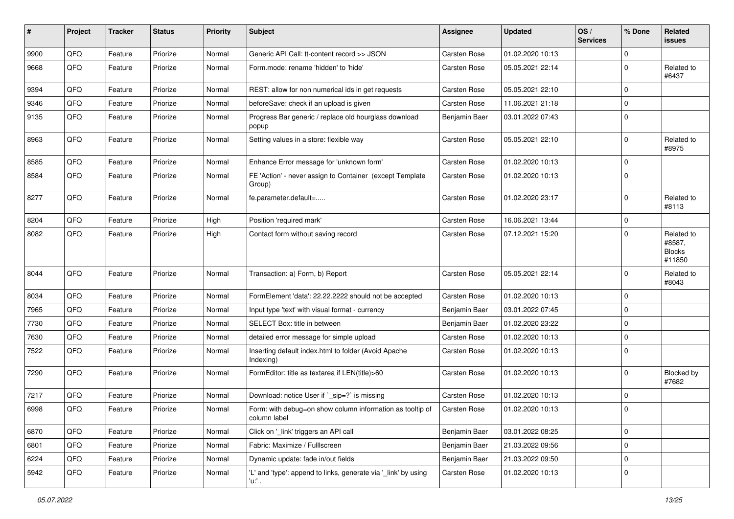| # | Project | Tracker | Status | Priority | Subject | Assignee | Updated | OS / Services | % Done | Related issues |
|---|---|---|---|---|---|---|---|---|---|---|
| 9900 | QFQ | Feature | Priorize | Normal | Generic API Call: tt-content record >> JSON | Carsten Rose | 01.02.2020 10:13 | | 0 | |
| 9668 | QFQ | Feature | Priorize | Normal | Form.mode: rename 'hidden' to 'hide' | Carsten Rose | 05.05.2021 22:14 | | 0 | Related to #6437 |
| 9394 | QFQ | Feature | Priorize | Normal | REST: allow for non numerical ids in get requests | Carsten Rose | 05.05.2021 22:10 | | 0 | |
| 9346 | QFQ | Feature | Priorize | Normal | beforeSave: check if an upload is given | Carsten Rose | 11.06.2021 21:18 | | 0 | |
| 9135 | QFQ | Feature | Priorize | Normal | Progress Bar generic / replace old hourglass download popup | Benjamin Baer | 03.01.2022 07:43 | | 0 | |
| 8963 | QFQ | Feature | Priorize | Normal | Setting values in a store: flexible way | Carsten Rose | 05.05.2021 22:10 | | 0 | Related to #8975 |
| 8585 | QFQ | Feature | Priorize | Normal | Enhance Error message for 'unknown form' | Carsten Rose | 01.02.2020 10:13 | | 0 | |
| 8584 | QFQ | Feature | Priorize | Normal | FE 'Action' - never assign to Container (except Template Group) | Carsten Rose | 01.02.2020 10:13 | | 0 | |
| 8277 | QFQ | Feature | Priorize | Normal | fe.parameter.default=..... | Carsten Rose | 01.02.2020 23:17 | | 0 | Related to #8113 |
| 8204 | QFQ | Feature | Priorize | High | Position 'required mark' | Carsten Rose | 16.06.2021 13:44 | | 0 | |
| 8082 | QFQ | Feature | Priorize | High | Contact form without saving record | Carsten Rose | 07.12.2021 15:20 | | 0 | Related to #8587, Blocks #11850 |
| 8044 | QFQ | Feature | Priorize | Normal | Transaction: a) Form, b) Report | Carsten Rose | 05.05.2021 22:14 | | 0 | Related to #8043 |
| 8034 | QFQ | Feature | Priorize | Normal | FormElement 'data': 22.22.2222 should not be accepted | Carsten Rose | 01.02.2020 10:13 | | 0 | |
| 7965 | QFQ | Feature | Priorize | Normal | Input type 'text' with visual format - currency | Benjamin Baer | 03.01.2022 07:45 | | 0 | |
| 7730 | QFQ | Feature | Priorize | Normal | SELECT Box: title in between | Benjamin Baer | 01.02.2020 23:22 | | 0 | |
| 7630 | QFQ | Feature | Priorize | Normal | detailed error message for simple upload | Carsten Rose | 01.02.2020 10:13 | | 0 | |
| 7522 | QFQ | Feature | Priorize | Normal | Inserting default index.html to folder (Avoid Apache Indexing) | Carsten Rose | 01.02.2020 10:13 | | 0 | |
| 7290 | QFQ | Feature | Priorize | Normal | FormEditor: title as textarea if LEN(title)>60 | Carsten Rose | 01.02.2020 10:13 | | 0 | Blocked by #7682 |
| 7217 | QFQ | Feature | Priorize | Normal | Download: notice User if `_sip=?` is missing | Carsten Rose | 01.02.2020 10:13 | | 0 | |
| 6998 | QFQ | Feature | Priorize | Normal | Form: with debug=on show column information as tooltip of column label | Carsten Rose | 01.02.2020 10:13 | | 0 | |
| 6870 | QFQ | Feature | Priorize | Normal | Click on '_link' triggers an API call | Benjamin Baer | 03.01.2022 08:25 | | 0 | |
| 6801 | QFQ | Feature | Priorize | Normal | Fabric: Maximize / FullIscreen | Benjamin Baer | 21.03.2022 09:56 | | 0 | |
| 6224 | QFQ | Feature | Priorize | Normal | Dynamic update: fade in/out fields | Benjamin Baer | 21.03.2022 09:50 | | 0 | |
| 5942 | QFQ | Feature | Priorize | Normal | 'L' and 'type': append to links, generate via '_link' by using 'u:' . | Carsten Rose | 01.02.2020 10:13 | | 0 | |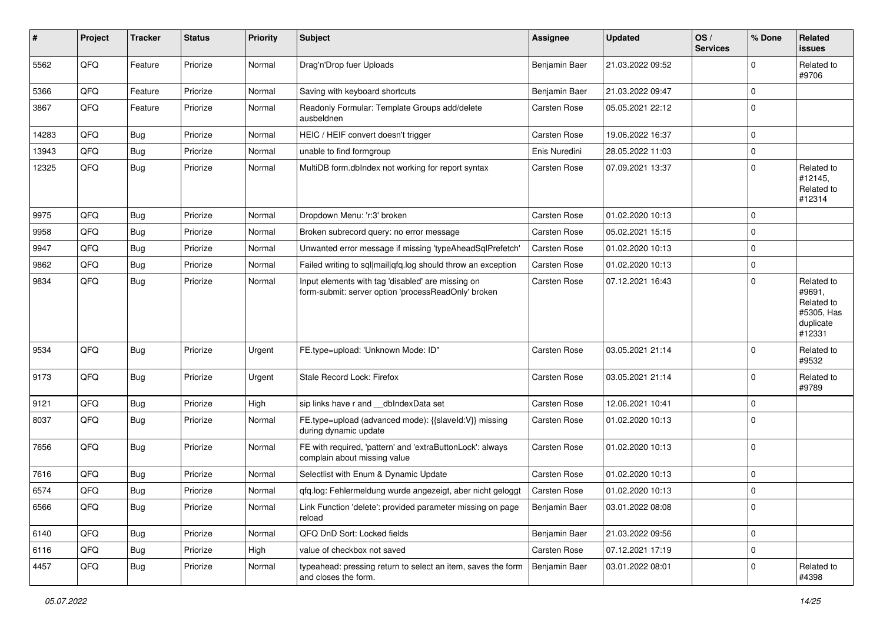| # | Project | Tracker | Status | Priority | Subject | Assignee | Updated | OS / Services | % Done | Related issues |
|---|---|---|---|---|---|---|---|---|---|---|
| 5562 | QFQ | Feature | Priorize | Normal | Drag'n'Drop fuer Uploads | Benjamin Baer | 21.03.2022 09:52 | | 0 | Related to #9706 |
| 5366 | QFQ | Feature | Priorize | Normal | Saving with keyboard shortcuts | Benjamin Baer | 21.03.2022 09:47 | | 0 | |
| 3867 | QFQ | Feature | Priorize | Normal | Readonly Formular: Template Groups add/delete ausbeldnen | Carsten Rose | 05.05.2021 22:12 | | 0 | |
| 14283 | QFQ | Bug | Priorize | Normal | HEIC / HEIF convert doesn't trigger | Carsten Rose | 19.06.2022 16:37 | | 0 | |
| 13943 | QFQ | Bug | Priorize | Normal | unable to find formgroup | Enis Nuredini | 28.05.2022 11:03 | | 0 | |
| 12325 | QFQ | Bug | Priorize | Normal | MultiDB form.dbIndex not working for report syntax | Carsten Rose | 07.09.2021 13:37 | | 0 | Related to #12145, Related to #12314 |
| 9975 | QFQ | Bug | Priorize | Normal | Dropdown Menu: 'r:3' broken | Carsten Rose | 01.02.2020 10:13 | | 0 | |
| 9958 | QFQ | Bug | Priorize | Normal | Broken subrecord query: no error message | Carsten Rose | 05.02.2021 15:15 | | 0 | |
| 9947 | QFQ | Bug | Priorize | Normal | Unwanted error message if missing 'typeAheadSqlPrefetch' | Carsten Rose | 01.02.2020 10:13 | | 0 | |
| 9862 | QFQ | Bug | Priorize | Normal | Failed writing to sql\|mail\|qfq.log should throw an exception | Carsten Rose | 01.02.2020 10:13 | | 0 | |
| 9834 | QFQ | Bug | Priorize | Normal | Input elements with tag 'disabled' are missing on form-submit: server option 'processReadOnly' broken | Carsten Rose | 07.12.2021 16:43 | | 0 | Related to #9691, Related to #5305, Has duplicate #12331 |
| 9534 | QFQ | Bug | Priorize | Urgent | FE.type=upload: 'Unknown Mode: ID" | Carsten Rose | 03.05.2021 21:14 | | 0 | Related to #9532 |
| 9173 | QFQ | Bug | Priorize | Urgent | Stale Record Lock: Firefox | Carsten Rose | 03.05.2021 21:14 | | 0 | Related to #9789 |
| 9121 | QFQ | Bug | Priorize | High | sip links have r and __dbIndexData set | Carsten Rose | 12.06.2021 10:41 | | 0 | |
| 8037 | QFQ | Bug | Priorize | Normal | FE.type=upload (advanced mode): {{slaveId:V}} missing during dynamic update | Carsten Rose | 01.02.2020 10:13 | | 0 | |
| 7656 | QFQ | Bug | Priorize | Normal | FE with required, 'pattern' and 'extraButtonLock': always complain about missing value | Carsten Rose | 01.02.2020 10:13 | | 0 | |
| 7616 | QFQ | Bug | Priorize | Normal | Selectlist with Enum & Dynamic Update | Carsten Rose | 01.02.2020 10:13 | | 0 | |
| 6574 | QFQ | Bug | Priorize | Normal | qfq.log: Fehlermeldung wurde angezeigt, aber nicht geloggt | Carsten Rose | 01.02.2020 10:13 | | 0 | |
| 6566 | QFQ | Bug | Priorize | Normal | Link Function 'delete': provided parameter missing on page reload | Benjamin Baer | 03.01.2022 08:08 | | 0 | |
| 6140 | QFQ | Bug | Priorize | Normal | QFQ DnD Sort: Locked fields | Benjamin Baer | 21.03.2022 09:56 | | 0 | |
| 6116 | QFQ | Bug | Priorize | High | value of checkbox not saved | Carsten Rose | 07.12.2021 17:19 | | 0 | |
| 4457 | QFQ | Bug | Priorize | Normal | typeahead: pressing return to select an item, saves the form and closes the form. | Benjamin Baer | 03.01.2022 08:01 | | 0 | Related to #4398 |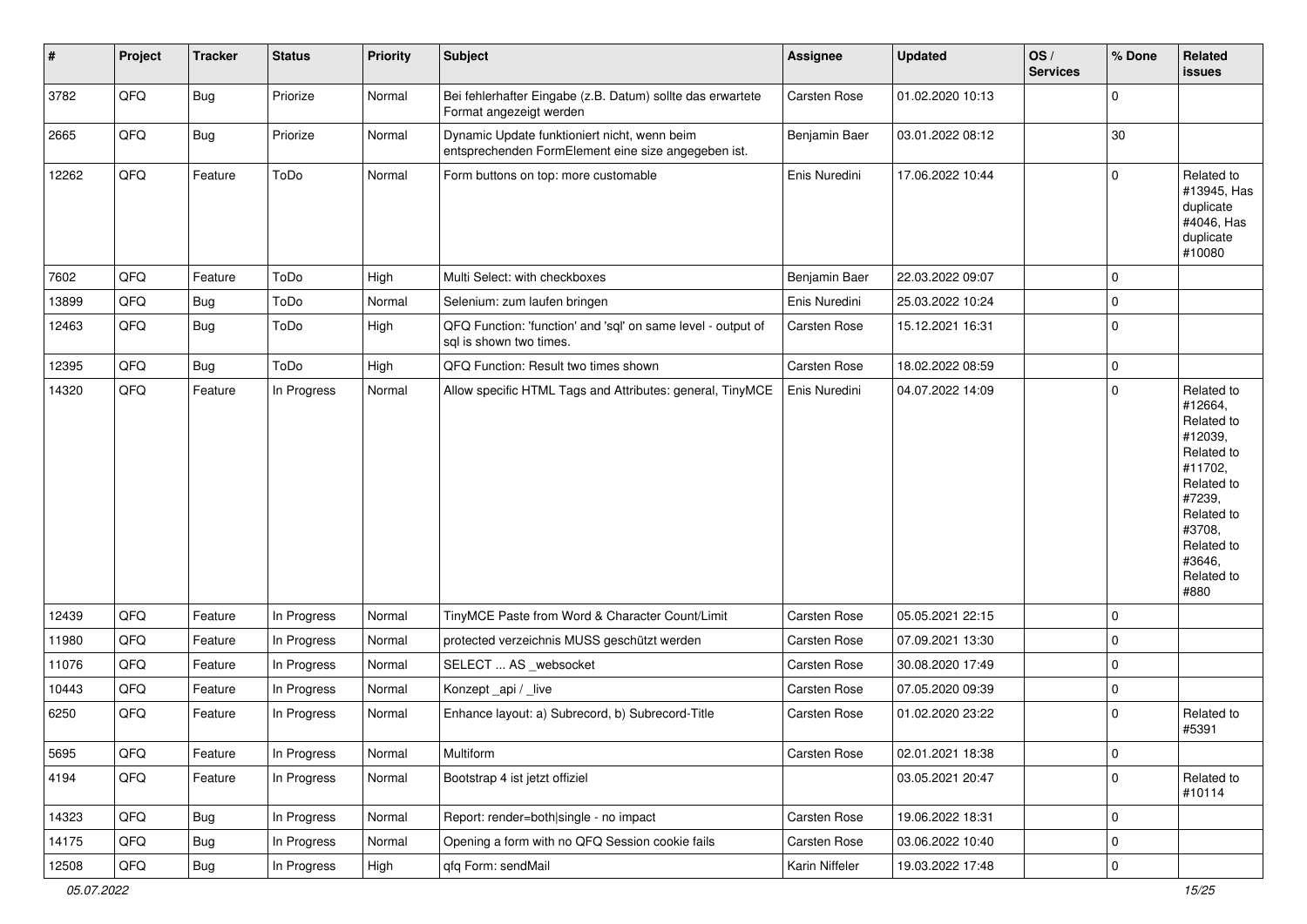| # | Project | Tracker | Status | Priority | Subject | Assignee | Updated | OS / Services | % Done | Related issues |
|---|---|---|---|---|---|---|---|---|---|---|
| 3782 | QFQ | Bug | Priorize | Normal | Bei fehlerhafter Eingabe (z.B. Datum) sollte das erwartete Format angezeigt werden | Carsten Rose | 01.02.2020 10:13 | | 0 | |
| 2665 | QFQ | Bug | Priorize | Normal | Dynamic Update funktioniert nicht, wenn beim entsprechenden FormElement eine size angegeben ist. | Benjamin Baer | 03.01.2022 08:12 | | 30 | |
| 12262 | QFQ | Feature | ToDo | Normal | Form buttons on top: more customable | Enis Nuredini | 17.06.2022 10:44 | | 0 | Related to #13945, Has duplicate #4046, Has duplicate #10080 |
| 7602 | QFQ | Feature | ToDo | High | Multi Select: with checkboxes | Benjamin Baer | 22.03.2022 09:07 | | 0 | |
| 13899 | QFQ | Bug | ToDo | Normal | Selenium: zum laufen bringen | Enis Nuredini | 25.03.2022 10:24 | | 0 | |
| 12463 | QFQ | Bug | ToDo | High | QFQ Function: 'function' and 'sql' on same level - output of sql is shown two times. | Carsten Rose | 15.12.2021 16:31 | | 0 | |
| 12395 | QFQ | Bug | ToDo | High | QFQ Function: Result two times shown | Carsten Rose | 18.02.2022 08:59 | | 0 | |
| 14320 | QFQ | Feature | In Progress | Normal | Allow specific HTML Tags and Attributes: general, TinyMCE | Enis Nuredini | 04.07.2022 14:09 | | 0 | Related to #12664, Related to #12039, Related to #11702, Related to #7239, Related to #3708, Related to #3646, Related to #880 |
| 12439 | QFQ | Feature | In Progress | Normal | TinyMCE Paste from Word & Character Count/Limit | Carsten Rose | 05.05.2021 22:15 | | 0 | |
| 11980 | QFQ | Feature | In Progress | Normal | protected verzeichnis MUSS geschützt werden | Carsten Rose | 07.09.2021 13:30 | | 0 | |
| 11076 | QFQ | Feature | In Progress | Normal | SELECT ... AS _websocket | Carsten Rose | 30.08.2020 17:49 | | 0 | |
| 10443 | QFQ | Feature | In Progress | Normal | Konzept _api / _live | Carsten Rose | 07.05.2020 09:39 | | 0 | |
| 6250 | QFQ | Feature | In Progress | Normal | Enhance layout: a) Subrecord, b) Subrecord-Title | Carsten Rose | 01.02.2020 23:22 | | 0 | Related to #5391 |
| 5695 | QFQ | Feature | In Progress | Normal | Multiform | Carsten Rose | 02.01.2021 18:38 | | 0 | |
| 4194 | QFQ | Feature | In Progress | Normal | Bootstrap 4 ist jetzt offiziel | | 03.05.2021 20:47 | | 0 | Related to #10114 |
| 14323 | QFQ | Bug | In Progress | Normal | Report: render=both\|single - no impact | Carsten Rose | 19.06.2022 18:31 | | 0 | |
| 14175 | QFQ | Bug | In Progress | Normal | Opening a form with no QFQ Session cookie fails | Carsten Rose | 03.06.2022 10:40 | | 0 | |
| 12508 | QFQ | Bug | In Progress | High | qfq Form: sendMail | Karin Niffeler | 19.03.2022 17:48 | | 0 | |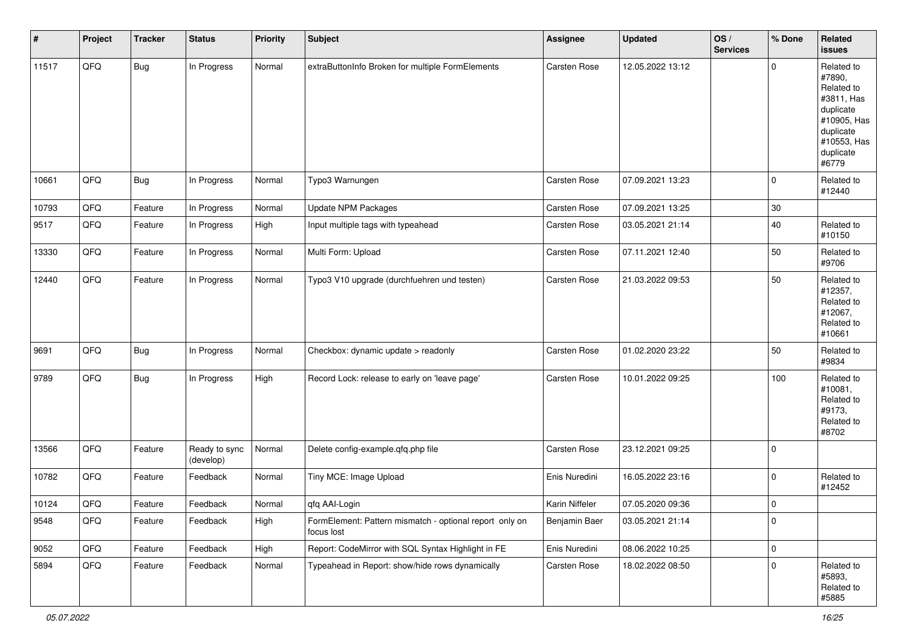| # | Project | Tracker | Status | Priority | Subject | Assignee | Updated | OS / Services | % Done | Related issues |
|---|---|---|---|---|---|---|---|---|---|---|
| 11517 | QFQ | Bug | In Progress | Normal | extraButtonInfo Broken for multiple FormElements | Carsten Rose | 12.05.2022 13:12 | | 0 | Related to #7890, Related to #3811, Has duplicate #10905, Has duplicate #10553, Has duplicate #6779 |
| 10661 | QFQ | Bug | In Progress | Normal | Typo3 Warnungen | Carsten Rose | 07.09.2021 13:23 | | 0 | Related to #12440 |
| 10793 | QFQ | Feature | In Progress | Normal | Update NPM Packages | Carsten Rose | 07.09.2021 13:25 | | 30 | |
| 9517 | QFQ | Feature | In Progress | High | Input multiple tags with typeahead | Carsten Rose | 03.05.2021 21:14 | | 40 | Related to #10150 |
| 13330 | QFQ | Feature | In Progress | Normal | Multi Form: Upload | Carsten Rose | 07.11.2021 12:40 | | 50 | Related to #9706 |
| 12440 | QFQ | Feature | In Progress | Normal | Typo3 V10 upgrade (durchfuehren und testen) | Carsten Rose | 21.03.2022 09:53 | | 50 | Related to #12357, Related to #12067, Related to #10661 |
| 9691 | QFQ | Bug | In Progress | Normal | Checkbox: dynamic update > readonly | Carsten Rose | 01.02.2020 23:22 | | 50 | Related to #9834 |
| 9789 | QFQ | Bug | In Progress | High | Record Lock: release to early on 'leave page' | Carsten Rose | 10.01.2022 09:25 | | 100 | Related to #10081, Related to #9173, Related to #8702 |
| 13566 | QFQ | Feature | Ready to sync (develop) | Normal | Delete config-example.qfq.php file | Carsten Rose | 23.12.2021 09:25 | | 0 | |
| 10782 | QFQ | Feature | Feedback | Normal | Tiny MCE: Image Upload | Enis Nuredini | 16.05.2022 23:16 | | 0 | Related to #12452 |
| 10124 | QFQ | Feature | Feedback | Normal | qfq AAI-Login | Karin Niffeler | 07.05.2020 09:36 | | 0 | |
| 9548 | QFQ | Feature | Feedback | High | FormElement: Pattern mismatch - optional report only on focus lost | Benjamin Baer | 03.05.2021 21:14 | | 0 | |
| 9052 | QFQ | Feature | Feedback | High | Report: CodeMirror with SQL Syntax Highlight in FE | Enis Nuredini | 08.06.2022 10:25 | | 0 | |
| 5894 | QFQ | Feature | Feedback | Normal | Typeahead in Report: show/hide rows dynamically | Carsten Rose | 18.02.2022 08:50 | | 0 | Related to #5893, Related to #5885 |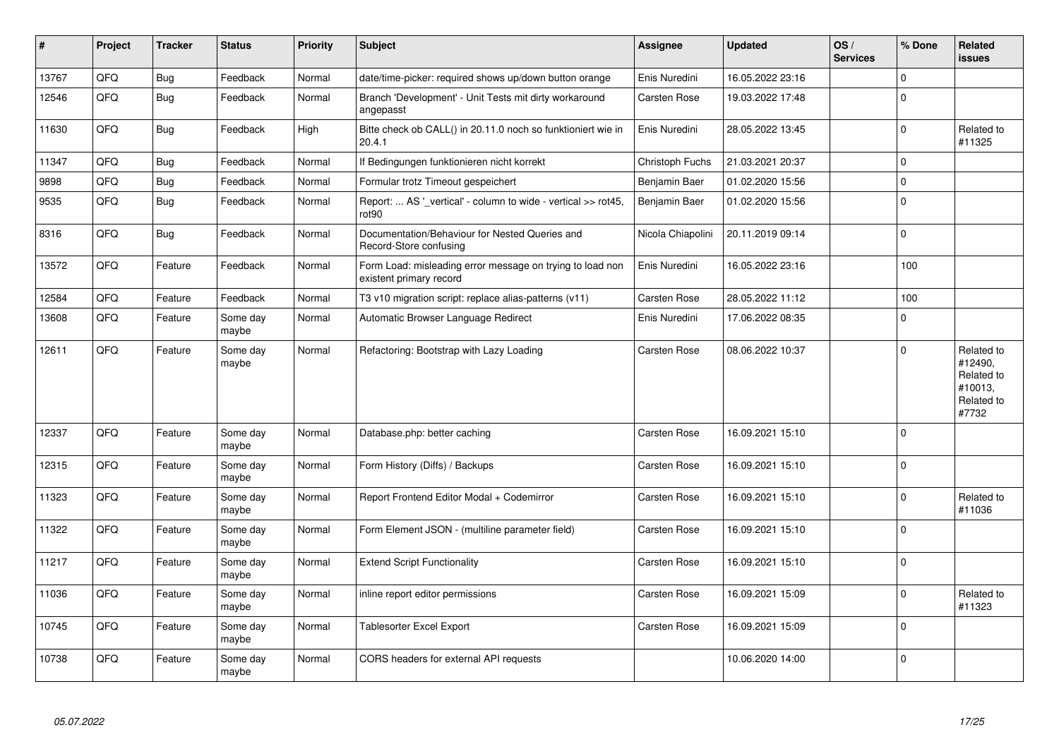| # | Project | Tracker | Status | Priority | Subject | Assignee | Updated | OS / Services | % Done | Related issues |
|---|---|---|---|---|---|---|---|---|---|---|
| 13767 | QFQ | Bug | Feedback | Normal | date/time-picker: required shows up/down button orange | Enis Nuredini | 16.05.2022 23:16 | | 0 | |
| 12546 | QFQ | Bug | Feedback | Normal | Branch 'Development' - Unit Tests mit dirty workaround angepasst | Carsten Rose | 19.03.2022 17:48 | | 0 | |
| 11630 | QFQ | Bug | Feedback | High | Bitte check ob CALL() in 20.11.0 noch so funktioniert wie in 20.4.1 | Enis Nuredini | 28.05.2022 13:45 | | 0 | Related to #11325 |
| 11347 | QFQ | Bug | Feedback | Normal | If Bedingungen funktionieren nicht korrekt | Christoph Fuchs | 21.03.2021 20:37 | | 0 | |
| 9898 | QFQ | Bug | Feedback | Normal | Formular trotz Timeout gespeichert | Benjamin Baer | 01.02.2020 15:56 | | 0 | |
| 9535 | QFQ | Bug | Feedback | Normal | Report: ... AS '_vertical' - column to wide - vertical >> rot45, rot90 | Benjamin Baer | 01.02.2020 15:56 | | 0 | |
| 8316 | QFQ | Bug | Feedback | Normal | Documentation/Behaviour for Nested Queries and Record-Store confusing | Nicola Chiapolini | 20.11.2019 09:14 | | 0 | |
| 13572 | QFQ | Feature | Feedback | Normal | Form Load: misleading error message on trying to load non existent primary record | Enis Nuredini | 16.05.2022 23:16 | | 100 | |
| 12584 | QFQ | Feature | Feedback | Normal | T3 v10 migration script: replace alias-patterns (v11) | Carsten Rose | 28.05.2022 11:12 | | 100 | |
| 13608 | QFQ | Feature | Some day maybe | Normal | Automatic Browser Language Redirect | Enis Nuredini | 17.06.2022 08:35 | | 0 | |
| 12611 | QFQ | Feature | Some day maybe | Normal | Refactoring: Bootstrap with Lazy Loading | Carsten Rose | 08.06.2022 10:37 | | 0 | Related to #12490, Related to #10013, Related to #7732 |
| 12337 | QFQ | Feature | Some day maybe | Normal | Database.php: better caching | Carsten Rose | 16.09.2021 15:10 | | 0 | |
| 12315 | QFQ | Feature | Some day maybe | Normal | Form History (Diffs) / Backups | Carsten Rose | 16.09.2021 15:10 | | 0 | |
| 11323 | QFQ | Feature | Some day maybe | Normal | Report Frontend Editor Modal + Codemirror | Carsten Rose | 16.09.2021 15:10 | | 0 | Related to #11036 |
| 11322 | QFQ | Feature | Some day maybe | Normal | Form Element JSON - (multiline parameter field) | Carsten Rose | 16.09.2021 15:10 | | 0 | |
| 11217 | QFQ | Feature | Some day maybe | Normal | Extend Script Functionality | Carsten Rose | 16.09.2021 15:10 | | 0 | |
| 11036 | QFQ | Feature | Some day maybe | Normal | inline report editor permissions | Carsten Rose | 16.09.2021 15:09 | | 0 | Related to #11323 |
| 10745 | QFQ | Feature | Some day maybe | Normal | Tablesorter Excel Export | Carsten Rose | 16.09.2021 15:09 | | 0 | |
| 10738 | QFQ | Feature | Some day maybe | Normal | CORS headers for external API requests | | 10.06.2020 14:00 | | 0 | |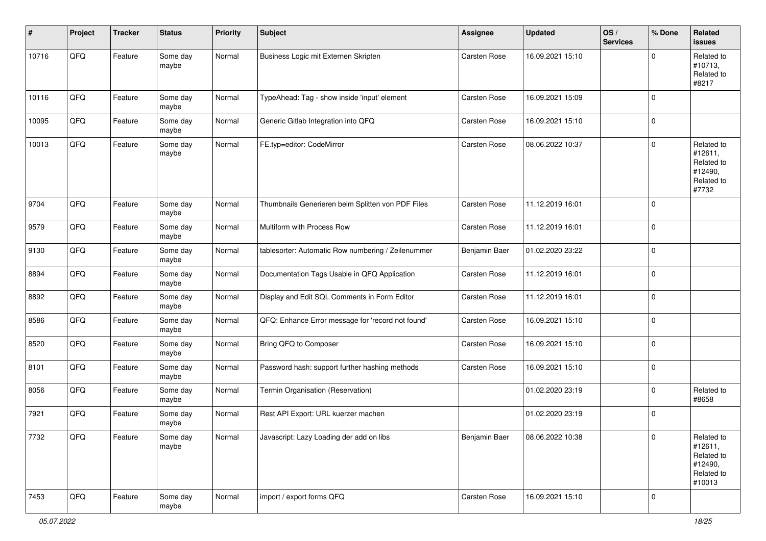| # | Project | Tracker | Status | Priority | Subject | Assignee | Updated | OS / Services | % Done | Related issues |
|---|---|---|---|---|---|---|---|---|---|---|
| 10716 | QFQ | Feature | Some day maybe | Normal | Business Logic mit Externen Skripten | Carsten Rose | 16.09.2021 15:10 | | 0 | Related to #10713, Related to #8217 |
| 10116 | QFQ | Feature | Some day maybe | Normal | TypeAhead: Tag - show inside 'input' element | Carsten Rose | 16.09.2021 15:09 | | 0 | |
| 10095 | QFQ | Feature | Some day maybe | Normal | Generic Gitlab Integration into QFQ | Carsten Rose | 16.09.2021 15:10 | | 0 | |
| 10013 | QFQ | Feature | Some day maybe | Normal | FE.typ=editor: CodeMirror | Carsten Rose | 08.06.2022 10:37 | | 0 | Related to #12611, Related to #12490, Related to #7732 |
| 9704 | QFQ | Feature | Some day maybe | Normal | Thumbnails Generieren beim Splitten von PDF Files | Carsten Rose | 11.12.2019 16:01 | | 0 | |
| 9579 | QFQ | Feature | Some day maybe | Normal | Multiform with Process Row | Carsten Rose | 11.12.2019 16:01 | | 0 | |
| 9130 | QFQ | Feature | Some day maybe | Normal | tablesorter: Automatic Row numbering / Zeilenummer | Benjamin Baer | 01.02.2020 23:22 | | 0 | |
| 8894 | QFQ | Feature | Some day maybe | Normal | Documentation Tags Usable in QFQ Application | Carsten Rose | 11.12.2019 16:01 | | 0 | |
| 8892 | QFQ | Feature | Some day maybe | Normal | Display and Edit SQL Comments in Form Editor | Carsten Rose | 11.12.2019 16:01 | | 0 | |
| 8586 | QFQ | Feature | Some day maybe | Normal | QFQ: Enhance Error message for 'record not found' | Carsten Rose | 16.09.2021 15:10 | | 0 | |
| 8520 | QFQ | Feature | Some day maybe | Normal | Bring QFQ to Composer | Carsten Rose | 16.09.2021 15:10 | | 0 | |
| 8101 | QFQ | Feature | Some day maybe | Normal | Password hash: support further hashing methods | Carsten Rose | 16.09.2021 15:10 | | 0 | |
| 8056 | QFQ | Feature | Some day maybe | Normal | Termin Organisation (Reservation) | | 01.02.2020 23:19 | | 0 | Related to #8658 |
| 7921 | QFQ | Feature | Some day maybe | Normal | Rest API Export: URL kuerzer machen | | 01.02.2020 23:19 | | 0 | |
| 7732 | QFQ | Feature | Some day maybe | Normal | Javascript: Lazy Loading der add on libs | Benjamin Baer | 08.06.2022 10:38 | | 0 | Related to #12611, Related to #12490, Related to #10013 |
| 7453 | QFQ | Feature | Some day maybe | Normal | import / export forms QFQ | Carsten Rose | 16.09.2021 15:10 | | 0 | |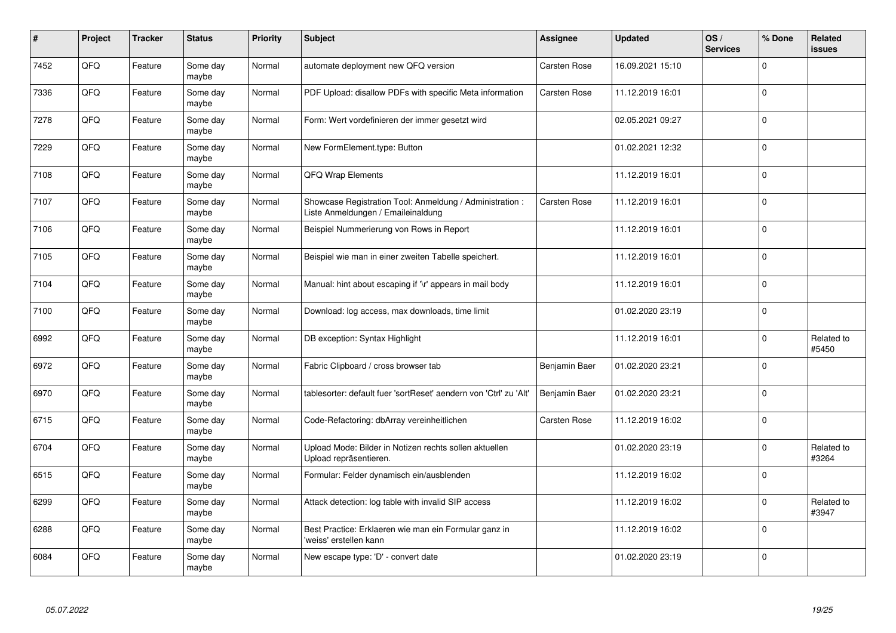| # | Project | Tracker | Status | Priority | Subject | Assignee | Updated | OS / Services | % Done | Related issues |
|---|---|---|---|---|---|---|---|---|---|---|
| 7452 | QFQ | Feature | Some day maybe | Normal | automate deployment new QFQ version | Carsten Rose | 16.09.2021 15:10 | | 0 | |
| 7336 | QFQ | Feature | Some day maybe | Normal | PDF Upload: disallow PDFs with specific Meta information | Carsten Rose | 11.12.2019 16:01 | | 0 | |
| 7278 | QFQ | Feature | Some day maybe | Normal | Form: Wert vordefinieren der immer gesetzt wird | | 02.05.2021 09:27 | | 0 | |
| 7229 | QFQ | Feature | Some day maybe | Normal | New FormElement.type: Button | | 01.02.2021 12:32 | | 0 | |
| 7108 | QFQ | Feature | Some day maybe | Normal | QFQ Wrap Elements | | 11.12.2019 16:01 | | 0 | |
| 7107 | QFQ | Feature | Some day maybe | Normal | Showcase Registration Tool: Anmeldung / Administration : Liste Anmeldungen / Emaileinaldung | Carsten Rose | 11.12.2019 16:01 | | 0 | |
| 7106 | QFQ | Feature | Some day maybe | Normal | Beispiel Nummerierung von Rows in Report | | 11.12.2019 16:01 | | 0 | |
| 7105 | QFQ | Feature | Some day maybe | Normal | Beispiel wie man in einer zweiten Tabelle speichert. | | 11.12.2019 16:01 | | 0 | |
| 7104 | QFQ | Feature | Some day maybe | Normal | Manual: hint about escaping if '\r' appears in mail body | | 11.12.2019 16:01 | | 0 | |
| 7100 | QFQ | Feature | Some day maybe | Normal | Download: log access, max downloads, time limit | | 01.02.2020 23:19 | | 0 | |
| 6992 | QFQ | Feature | Some day maybe | Normal | DB exception: Syntax Highlight | | 11.12.2019 16:01 | | 0 | Related to #5450 |
| 6972 | QFQ | Feature | Some day maybe | Normal | Fabric Clipboard / cross browser tab | Benjamin Baer | 01.02.2020 23:21 | | 0 | |
| 6970 | QFQ | Feature | Some day maybe | Normal | tablesorter: default fuer 'sortReset' aendern von 'Ctrl' zu 'Alt' | Benjamin Baer | 01.02.2020 23:21 | | 0 | |
| 6715 | QFQ | Feature | Some day maybe | Normal | Code-Refactoring: dbArray vereinheitlichen | Carsten Rose | 11.12.2019 16:02 | | 0 | |
| 6704 | QFQ | Feature | Some day maybe | Normal | Upload Mode: Bilder in Notizen rechts sollen aktuellen Upload repräsentieren. | | 01.02.2020 23:19 | | 0 | Related to #3264 |
| 6515 | QFQ | Feature | Some day maybe | Normal | Formular: Felder dynamisch ein/ausblenden | | 11.12.2019 16:02 | | 0 | |
| 6299 | QFQ | Feature | Some day maybe | Normal | Attack detection: log table with invalid SIP access | | 11.12.2019 16:02 | | 0 | Related to #3947 |
| 6288 | QFQ | Feature | Some day maybe | Normal | Best Practice: Erklaeren wie man ein Formular ganz in 'weiss' erstellen kann | | 11.12.2019 16:02 | | 0 | |
| 6084 | QFQ | Feature | Some day maybe | Normal | New escape type: 'D' - convert date | | 01.02.2020 23:19 | | 0 | |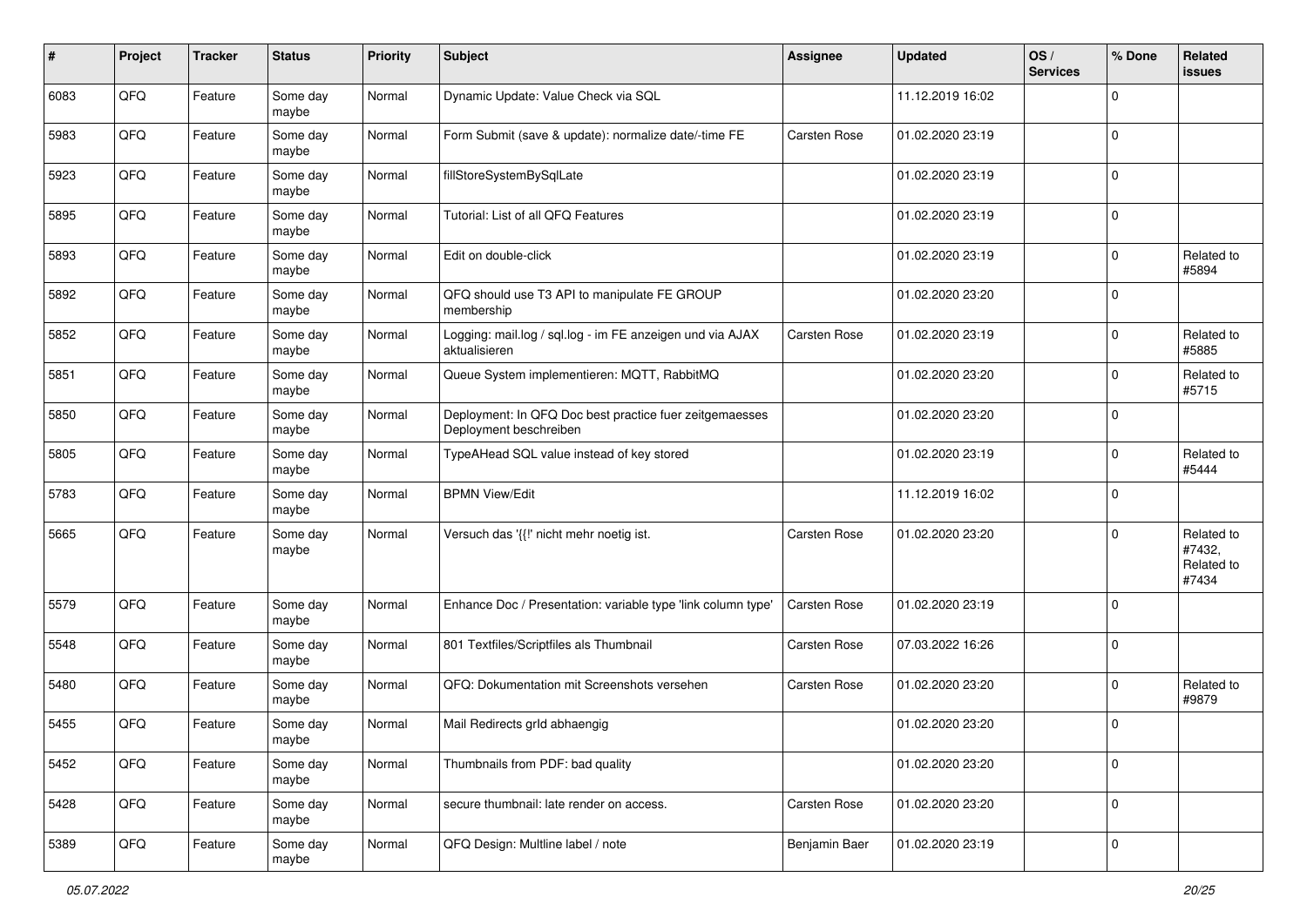| # | Project | Tracker | Status | Priority | Subject | Assignee | Updated | OS / Services | % Done | Related issues |
|---|---|---|---|---|---|---|---|---|---|---|
| 6083 | QFQ | Feature | Some day maybe | Normal | Dynamic Update: Value Check via SQL | | 11.12.2019 16:02 | | 0 | |
| 5983 | QFQ | Feature | Some day maybe | Normal | Form Submit (save & update): normalize date/-time FE | Carsten Rose | 01.02.2020 23:19 | | 0 | |
| 5923 | QFQ | Feature | Some day maybe | Normal | fillStoreSystemBySqlLate | | 01.02.2020 23:19 | | 0 | |
| 5895 | QFQ | Feature | Some day maybe | Normal | Tutorial: List of all QFQ Features | | 01.02.2020 23:19 | | 0 | |
| 5893 | QFQ | Feature | Some day maybe | Normal | Edit on double-click | | 01.02.2020 23:19 | | 0 | Related to #5894 |
| 5892 | QFQ | Feature | Some day maybe | Normal | QFQ should use T3 API to manipulate FE GROUP membership | | 01.02.2020 23:20 | | 0 | |
| 5852 | QFQ | Feature | Some day maybe | Normal | Logging: mail.log / sql.log - im FE anzeigen und via AJAX aktualisieren | Carsten Rose | 01.02.2020 23:19 | | 0 | Related to #5885 |
| 5851 | QFQ | Feature | Some day maybe | Normal | Queue System implementieren: MQTT, RabbitMQ | | 01.02.2020 23:20 | | 0 | Related to #5715 |
| 5850 | QFQ | Feature | Some day maybe | Normal | Deployment: In QFQ Doc best practice fuer zeitgemaesses Deployment beschreiben | | 01.02.2020 23:20 | | 0 | |
| 5805 | QFQ | Feature | Some day maybe | Normal | TypeAHead SQL value instead of key stored | | 01.02.2020 23:19 | | 0 | Related to #5444 |
| 5783 | QFQ | Feature | Some day maybe | Normal | BPMN View/Edit | | 11.12.2019 16:02 | | 0 | |
| 5665 | QFQ | Feature | Some day maybe | Normal | Versuch das '{{!' nicht mehr noetig ist. | Carsten Rose | 01.02.2020 23:20 | | 0 | Related to #7432, Related to #7434 |
| 5579 | QFQ | Feature | Some day maybe | Normal | Enhance Doc / Presentation: variable type 'link column type' | Carsten Rose | 01.02.2020 23:19 | | 0 | |
| 5548 | QFQ | Feature | Some day maybe | Normal | 801 Textfiles/Scriptfiles als Thumbnail | Carsten Rose | 07.03.2022 16:26 | | 0 | |
| 5480 | QFQ | Feature | Some day maybe | Normal | QFQ: Dokumentation mit Screenshots versehen | Carsten Rose | 01.02.2020 23:20 | | 0 | Related to #9879 |
| 5455 | QFQ | Feature | Some day maybe | Normal | Mail Redirects grId abhaengig | | 01.02.2020 23:20 | | 0 | |
| 5452 | QFQ | Feature | Some day maybe | Normal | Thumbnails from PDF: bad quality | | 01.02.2020 23:20 | | 0 | |
| 5428 | QFQ | Feature | Some day maybe | Normal | secure thumbnail: late render on access. | Carsten Rose | 01.02.2020 23:20 | | 0 | |
| 5389 | QFQ | Feature | Some day maybe | Normal | QFQ Design: Multline label / note | Benjamin Baer | 01.02.2020 23:19 | | 0 | |

*05.07.2022*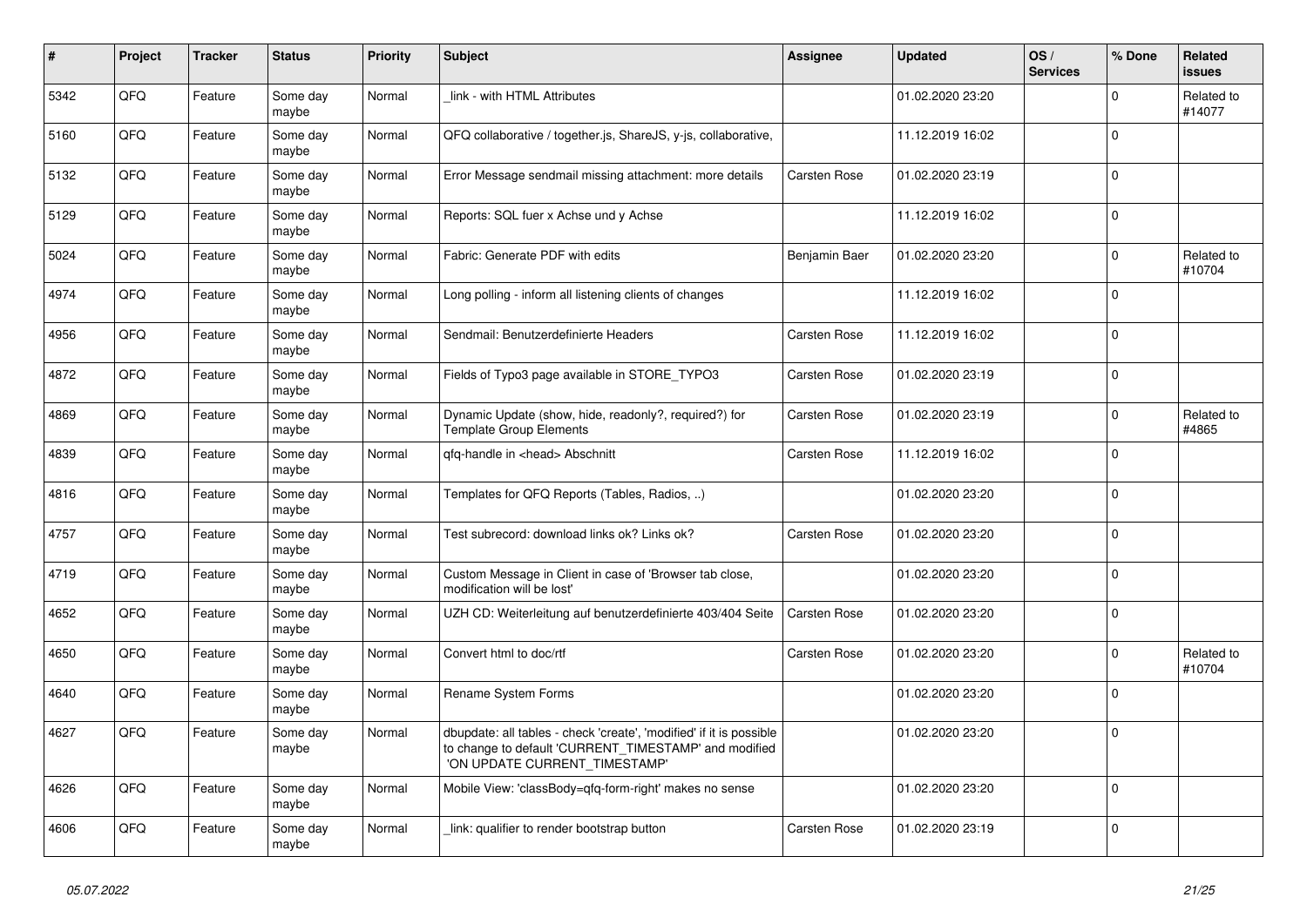| # | Project | Tracker | Status | Priority | Subject | Assignee | Updated | OS / Services | % Done | Related issues |
|---|---|---|---|---|---|---|---|---|---|---|
| 5342 | QFQ | Feature | Some day maybe | Normal | _link - with HTML Attributes | | 01.02.2020 23:20 | | 0 | Related to #14077 |
| 5160 | QFQ | Feature | Some day maybe | Normal | QFQ collaborative / together.js, ShareJS, y-js, collaborative, | | 11.12.2019 16:02 | | 0 | |
| 5132 | QFQ | Feature | Some day maybe | Normal | Error Message sendmail missing attachment: more details | Carsten Rose | 01.02.2020 23:19 | | 0 | |
| 5129 | QFQ | Feature | Some day maybe | Normal | Reports: SQL fuer x Achse und y Achse | | 11.12.2019 16:02 | | 0 | |
| 5024 | QFQ | Feature | Some day maybe | Normal | Fabric: Generate PDF with edits | Benjamin Baer | 01.02.2020 23:20 | | 0 | Related to #10704 |
| 4974 | QFQ | Feature | Some day maybe | Normal | Long polling - inform all listening clients of changes | | 11.12.2019 16:02 | | 0 | |
| 4956 | QFQ | Feature | Some day maybe | Normal | Sendmail: Benutzerdefinierte Headers | Carsten Rose | 11.12.2019 16:02 | | 0 | |
| 4872 | QFQ | Feature | Some day maybe | Normal | Fields of Typo3 page available in STORE_TYPO3 | Carsten Rose | 01.02.2020 23:19 | | 0 | |
| 4869 | QFQ | Feature | Some day maybe | Normal | Dynamic Update (show, hide, readonly?, required?) for Template Group Elements | Carsten Rose | 01.02.2020 23:19 | | 0 | Related to #4865 |
| 4839 | QFQ | Feature | Some day maybe | Normal | qfq-handle in <head> Abschnitt | Carsten Rose | 11.12.2019 16:02 | | 0 | |
| 4816 | QFQ | Feature | Some day maybe | Normal | Templates for QFQ Reports (Tables, Radios, ..) | | 01.02.2020 23:20 | | 0 | |
| 4757 | QFQ | Feature | Some day maybe | Normal | Test subrecord: download links ok? Links ok? | Carsten Rose | 01.02.2020 23:20 | | 0 | |
| 4719 | QFQ | Feature | Some day maybe | Normal | Custom Message in Client in case of 'Browser tab close, modification will be lost' | | 01.02.2020 23:20 | | 0 | |
| 4652 | QFQ | Feature | Some day maybe | Normal | UZH CD: Weiterleitung auf benutzerdefinierte 403/404 Seite | Carsten Rose | 01.02.2020 23:20 | | 0 | |
| 4650 | QFQ | Feature | Some day maybe | Normal | Convert html to doc/rtf | Carsten Rose | 01.02.2020 23:20 | | 0 | Related to #10704 |
| 4640 | QFQ | Feature | Some day maybe | Normal | Rename System Forms | | 01.02.2020 23:20 | | 0 | |
| 4627 | QFQ | Feature | Some day maybe | Normal | dbupdate: all tables - check 'create', 'modified' if it is possible to change to default 'CURRENT_TIMESTAMP' and modified 'ON UPDATE CURRENT_TIMESTAMP' | | 01.02.2020 23:20 | | 0 | |
| 4626 | QFQ | Feature | Some day maybe | Normal | Mobile View: 'classBody=qfq-form-right' makes no sense | | 01.02.2020 23:20 | | 0 | |
| 4606 | QFQ | Feature | Some day maybe | Normal | _link: qualifier to render bootstrap button | Carsten Rose | 01.02.2020 23:19 | | 0 | |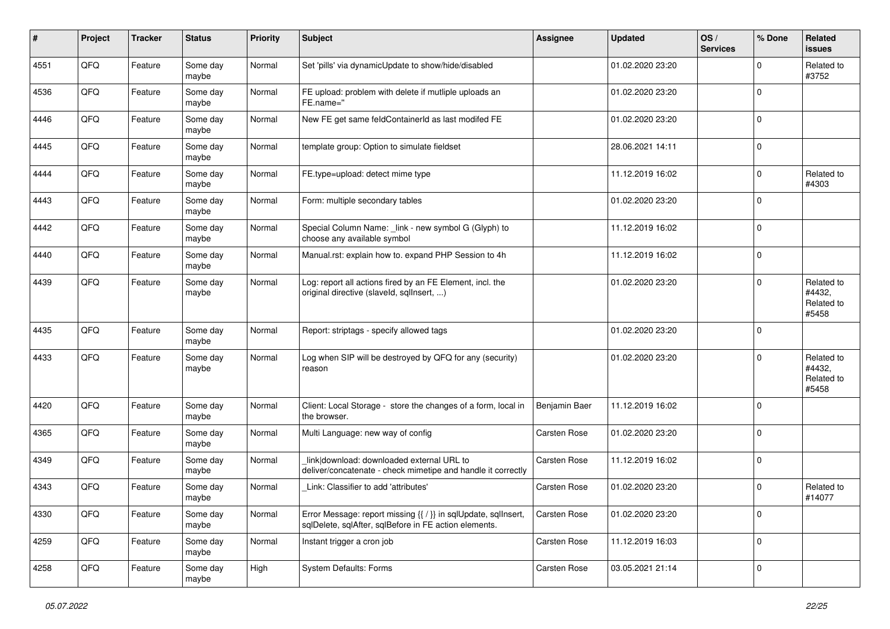| # | Project | Tracker | Status | Priority | Subject | Assignee | Updated | OS / Services | % Done | Related issues |
|---|---|---|---|---|---|---|---|---|---|---|
| 4551 | QFQ | Feature | Some day maybe | Normal | Set 'pills' via dynamicUpdate to show/hide/disabled | | 01.02.2020 23:20 | | 0 | Related to #3752 |
| 4536 | QFQ | Feature | Some day maybe | Normal | FE upload: problem with delete if mutliple uploads an FE.name='' | | 01.02.2020 23:20 | | 0 | |
| 4446 | QFQ | Feature | Some day maybe | Normal | New FE get same feldContainerId as last modifed FE | | 01.02.2020 23:20 | | 0 | |
| 4445 | QFQ | Feature | Some day maybe | Normal | template group: Option to simulate fieldset | | 28.06.2021 14:11 | | 0 | |
| 4444 | QFQ | Feature | Some day maybe | Normal | FE.type=upload: detect mime type | | 11.12.2019 16:02 | | 0 | Related to #4303 |
| 4443 | QFQ | Feature | Some day maybe | Normal | Form: multiple secondary tables | | 01.02.2020 23:20 | | 0 | |
| 4442 | QFQ | Feature | Some day maybe | Normal | Special Column Name: _link - new symbol G (Glyph) to choose any available symbol | | 11.12.2019 16:02 | | 0 | |
| 4440 | QFQ | Feature | Some day maybe | Normal | Manual.rst: explain how to. expand PHP Session to 4h | | 11.12.2019 16:02 | | 0 | |
| 4439 | QFQ | Feature | Some day maybe | Normal | Log: report all actions fired by an FE Element, incl. the original directive (slaveId, sqlInsert, ...) | | 01.02.2020 23:20 | | 0 | Related to #4432, Related to #5458 |
| 4435 | QFQ | Feature | Some day maybe | Normal | Report: striptags - specify allowed tags | | 01.02.2020 23:20 | | 0 | |
| 4433 | QFQ | Feature | Some day maybe | Normal | Log when SIP will be destroyed by QFQ for any (security) reason | | 01.02.2020 23:20 | | 0 | Related to #4432, Related to #5458 |
| 4420 | QFQ | Feature | Some day maybe | Normal | Client: Local Storage - store the changes of a form, local in the browser. | Benjamin Baer | 11.12.2019 16:02 | | 0 | |
| 4365 | QFQ | Feature | Some day maybe | Normal | Multi Language: new way of config | Carsten Rose | 01.02.2020 23:20 | | 0 | |
| 4349 | QFQ | Feature | Some day maybe | Normal | _link\|download: downloaded external URL to deliver/concatenate - check mimetipe and handle it correctly | Carsten Rose | 11.12.2019 16:02 | | 0 | |
| 4343 | QFQ | Feature | Some day maybe | Normal | _Link: Classifier to add 'attributes' | Carsten Rose | 01.02.2020 23:20 | | 0 | Related to #14077 |
| 4330 | QFQ | Feature | Some day maybe | Normal | Error Message: report missing {{ / }} in sqlUpdate, sqlInsert, sqlDelete, sqlAfter, sqlBefore in FE action elements. | Carsten Rose | 01.02.2020 23:20 | | 0 | |
| 4259 | QFQ | Feature | Some day maybe | Normal | Instant trigger a cron job | Carsten Rose | 11.12.2019 16:03 | | 0 | |
| 4258 | QFQ | Feature | Some day maybe | High | System Defaults: Forms | Carsten Rose | 03.05.2021 21:14 | | 0 | |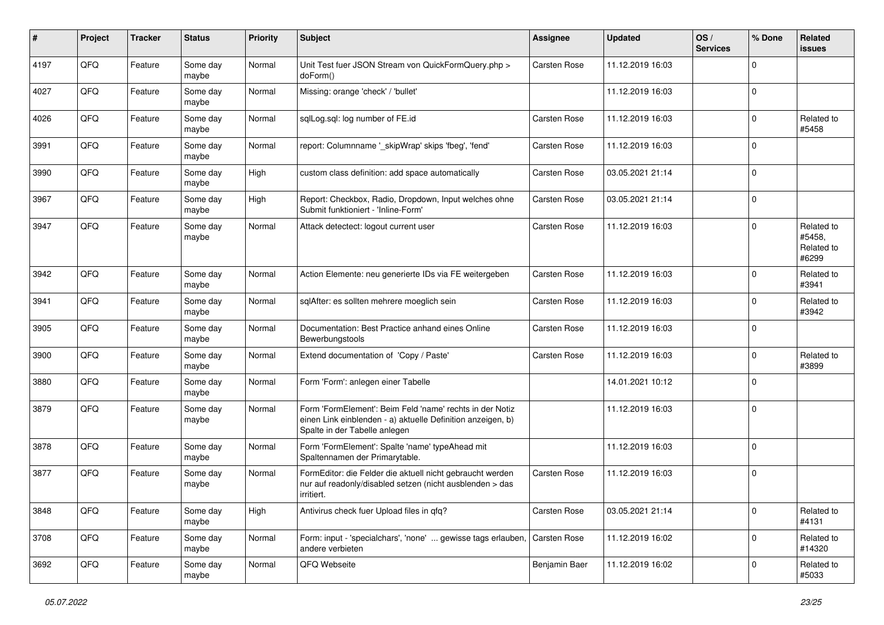| # | Project | Tracker | Status | Priority | Subject | Assignee | Updated | OS / Services | % Done | Related issues |
|---|---|---|---|---|---|---|---|---|---|---|
| 4197 | QFQ | Feature | Some day maybe | Normal | Unit Test fuer JSON Stream von QuickFormQuery.php > doForm() | Carsten Rose | 11.12.2019 16:03 | | 0 | |
| 4027 | QFQ | Feature | Some day maybe | Normal | Missing: orange 'check' / 'bullet' | | 11.12.2019 16:03 | | 0 | |
| 4026 | QFQ | Feature | Some day maybe | Normal | sqlLog.sql: log number of FE.id | Carsten Rose | 11.12.2019 16:03 | | 0 | Related to #5458 |
| 3991 | QFQ | Feature | Some day maybe | Normal | report: Columnname '_skipWrap' skips 'fbeg', 'fend' | Carsten Rose | 11.12.2019 16:03 | | 0 | |
| 3990 | QFQ | Feature | Some day maybe | High | custom class definition: add space automatically | Carsten Rose | 03.05.2021 21:14 | | 0 | |
| 3967 | QFQ | Feature | Some day maybe | High | Report: Checkbox, Radio, Dropdown, Input welches ohne Submit funktioniert - 'Inline-Form' | Carsten Rose | 03.05.2021 21:14 | | 0 | |
| 3947 | QFQ | Feature | Some day maybe | Normal | Attack detectect: logout current user | Carsten Rose | 11.12.2019 16:03 | | 0 | Related to #5458, Related to #6299 |
| 3942 | QFQ | Feature | Some day maybe | Normal | Action Elemente: neu generierte IDs via FE weitergeben | Carsten Rose | 11.12.2019 16:03 | | 0 | Related to #3941 |
| 3941 | QFQ | Feature | Some day maybe | Normal | sqlAfter: es sollten mehrere moeglich sein | Carsten Rose | 11.12.2019 16:03 | | 0 | Related to #3942 |
| 3905 | QFQ | Feature | Some day maybe | Normal | Documentation: Best Practice anhand eines Online Bewerbungstools | Carsten Rose | 11.12.2019 16:03 | | 0 | |
| 3900 | QFQ | Feature | Some day maybe | Normal | Extend documentation of 'Copy / Paste' | Carsten Rose | 11.12.2019 16:03 | | 0 | Related to #3899 |
| 3880 | QFQ | Feature | Some day maybe | Normal | Form 'Form': anlegen einer Tabelle | | 14.01.2021 10:12 | | 0 | |
| 3879 | QFQ | Feature | Some day maybe | Normal | Form 'FormElement': Beim Feld 'name' rechts in der Notiz einen Link einblenden - a) aktuelle Definition anzeigen, b) Spalte in der Tabelle anlegen | | 11.12.2019 16:03 | | 0 | |
| 3878 | QFQ | Feature | Some day maybe | Normal | Form 'FormElement': Spalte 'name' typeAhead mit Spaltennamen der Primarytable. | | 11.12.2019 16:03 | | 0 | |
| 3877 | QFQ | Feature | Some day maybe | Normal | FormEditor: die Felder die aktuell nicht gebraucht werden nur auf readonly/disabled setzen (nicht ausblenden > das irritiert. | Carsten Rose | 11.12.2019 16:03 | | 0 | |
| 3848 | QFQ | Feature | Some day maybe | High | Antivirus check fuer Upload files in qfq? | Carsten Rose | 03.05.2021 21:14 | | 0 | Related to #4131 |
| 3708 | QFQ | Feature | Some day maybe | Normal | Form: input - 'specialchars', 'none' ... gewisse tags erlauben, andere verbieten | Carsten Rose | 11.12.2019 16:02 | | 0 | Related to #14320 |
| 3692 | QFQ | Feature | Some day maybe | Normal | QFQ Webseite | Benjamin Baer | 11.12.2019 16:02 | | 0 | Related to #5033 |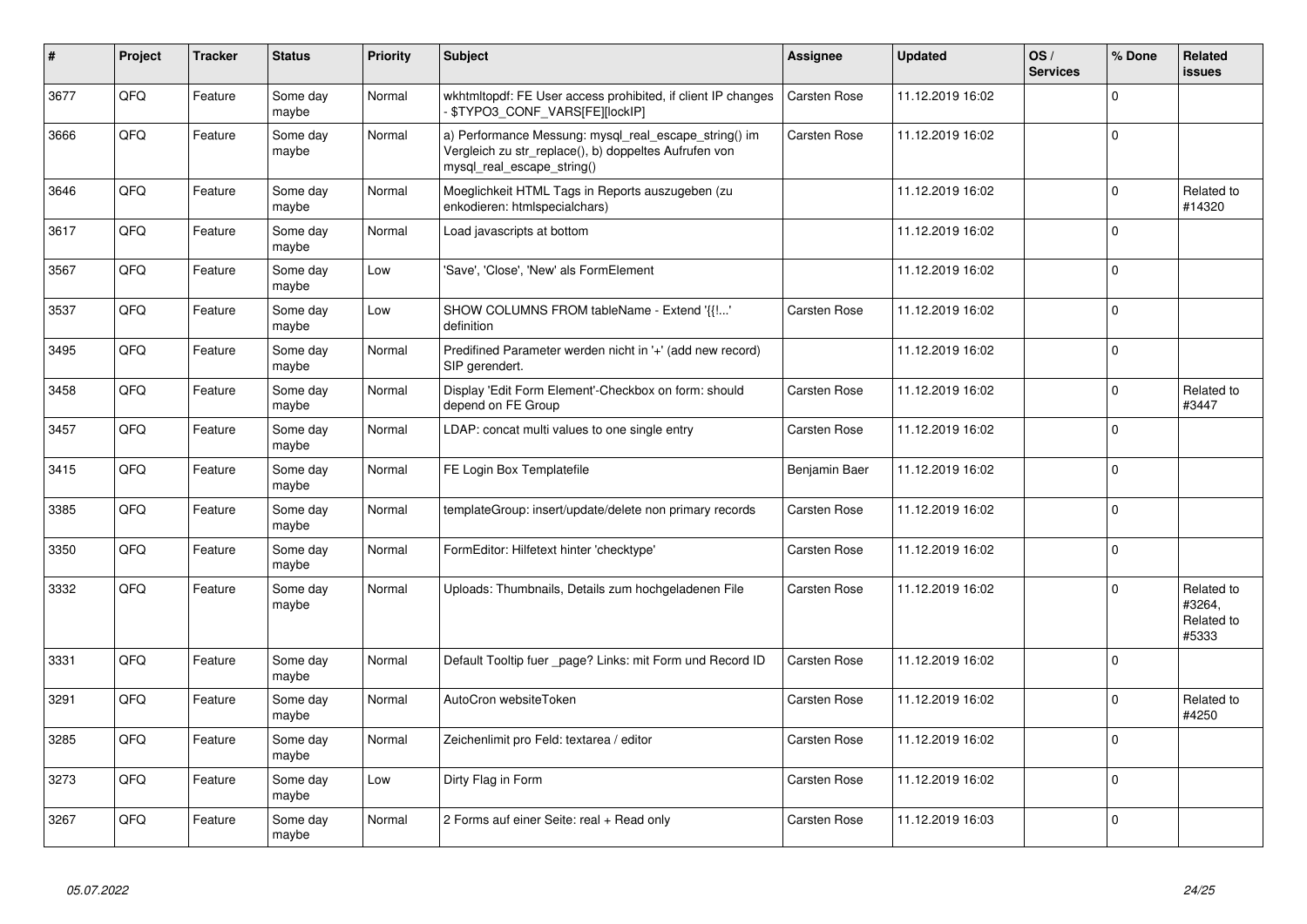| # | Project | Tracker | Status | Priority | Subject | Assignee | Updated | OS / Services | % Done | Related issues |
|---|---|---|---|---|---|---|---|---|---|---|
| 3677 | QFQ | Feature | Some day maybe | Normal | wkhtmltopdf: FE User access prohibited, if client IP changes - $TYPO3_CONF_VARS[FE][lockIP] | Carsten Rose | 11.12.2019 16:02 | | 0 | |
| 3666 | QFQ | Feature | Some day maybe | Normal | a) Performance Messung: mysql_real_escape_string() im Vergleich zu str_replace(), b) doppeltes Aufrufen von mysql_real_escape_string() | Carsten Rose | 11.12.2019 16:02 | | 0 | |
| 3646 | QFQ | Feature | Some day maybe | Normal | Moeglichkeit HTML Tags in Reports auszugeben (zu enkodieren: htmlspecialchars) | | 11.12.2019 16:02 | | 0 | Related to #14320 |
| 3617 | QFQ | Feature | Some day maybe | Normal | Load javascripts at bottom | | 11.12.2019 16:02 | | 0 | |
| 3567 | QFQ | Feature | Some day maybe | Low | 'Save', 'Close', 'New' als FormElement | | 11.12.2019 16:02 | | 0 | |
| 3537 | QFQ | Feature | Some day maybe | Low | SHOW COLUMNS FROM tableName - Extend '{{!...' definition | Carsten Rose | 11.12.2019 16:02 | | 0 | |
| 3495 | QFQ | Feature | Some day maybe | Normal | Predifined Parameter werden nicht in '+' (add new record) SIP gerendert. | | 11.12.2019 16:02 | | 0 | |
| 3458 | QFQ | Feature | Some day maybe | Normal | Display 'Edit Form Element'-Checkbox on form: should depend on FE Group | Carsten Rose | 11.12.2019 16:02 | | 0 | Related to #3447 |
| 3457 | QFQ | Feature | Some day maybe | Normal | LDAP: concat multi values to one single entry | Carsten Rose | 11.12.2019 16:02 | | 0 | |
| 3415 | QFQ | Feature | Some day maybe | Normal | FE Login Box Templatefile | Benjamin Baer | 11.12.2019 16:02 | | 0 | |
| 3385 | QFQ | Feature | Some day maybe | Normal | templateGroup: insert/update/delete non primary records | Carsten Rose | 11.12.2019 16:02 | | 0 | |
| 3350 | QFQ | Feature | Some day maybe | Normal | FormEditor: Hilfetext hinter 'checktype' | Carsten Rose | 11.12.2019 16:02 | | 0 | |
| 3332 | QFQ | Feature | Some day maybe | Normal | Uploads: Thumbnails, Details zum hochgeladenen File | Carsten Rose | 11.12.2019 16:02 | | 0 | Related to #3264, Related to #5333 |
| 3331 | QFQ | Feature | Some day maybe | Normal | Default Tooltip fuer _page? Links: mit Form und Record ID | Carsten Rose | 11.12.2019 16:02 | | 0 | |
| 3291 | QFQ | Feature | Some day maybe | Normal | AutoCron websiteToken | Carsten Rose | 11.12.2019 16:02 | | 0 | Related to #4250 |
| 3285 | QFQ | Feature | Some day maybe | Normal | Zeichenlimit pro Feld: textarea / editor | Carsten Rose | 11.12.2019 16:02 | | 0 | |
| 3273 | QFQ | Feature | Some day maybe | Low | Dirty Flag in Form | Carsten Rose | 11.12.2019 16:02 | | 0 | |
| 3267 | QFQ | Feature | Some day maybe | Normal | 2 Forms auf einer Seite: real + Read only | Carsten Rose | 11.12.2019 16:03 | | 0 | |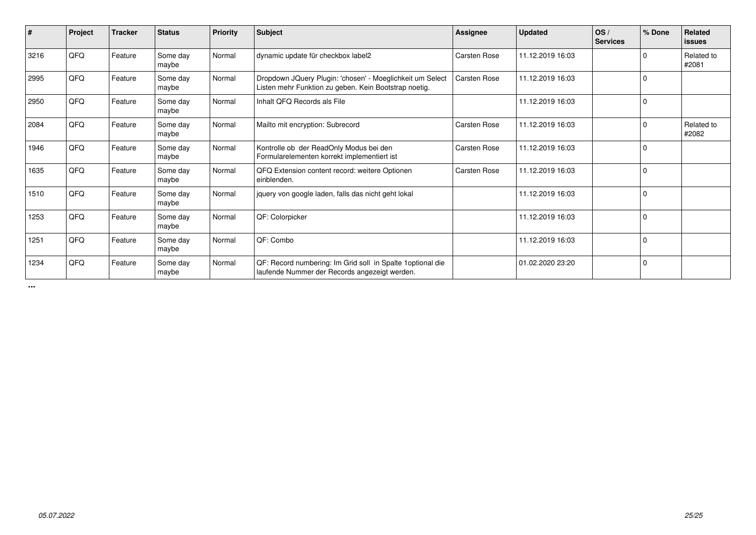| # | Project | Tracker | Status | Priority | Subject | Assignee | Updated | OS / Services | % Done | Related issues |
|---|---|---|---|---|---|---|---|---|---|---|
| 3216 | QFQ | Feature | Some day maybe | Normal | dynamic update für checkbox label2 | Carsten Rose | 11.12.2019 16:03 | | 0 | Related to #2081 |
| 2995 | QFQ | Feature | Some day maybe | Normal | Dropdown JQuery Plugin: 'chosen' - Moeglichkeit um Select Listen mehr Funktion zu geben. Kein Bootstrap noetig. | Carsten Rose | 11.12.2019 16:03 | | 0 | |
| 2950 | QFQ | Feature | Some day maybe | Normal | Inhalt QFQ Records als File | | 11.12.2019 16:03 | | 0 | |
| 2084 | QFQ | Feature | Some day maybe | Normal | Mailto mit encryption: Subrecord | Carsten Rose | 11.12.2019 16:03 | | 0 | Related to #2082 |
| 1946 | QFQ | Feature | Some day maybe | Normal | Kontrolle ob der ReadOnly Modus bei den Formularelementen korrekt implementiert ist | Carsten Rose | 11.12.2019 16:03 | | 0 | |
| 1635 | QFQ | Feature | Some day maybe | Normal | QFQ Extension content record: weitere Optionen einblenden. | Carsten Rose | 11.12.2019 16:03 | | 0 | |
| 1510 | QFQ | Feature | Some day maybe | Normal | jquery von google laden, falls das nicht geht lokal | | 11.12.2019 16:03 | | 0 | |
| 1253 | QFQ | Feature | Some day maybe | Normal | QF: Colorpicker | | 11.12.2019 16:03 | | 0 | |
| 1251 | QFQ | Feature | Some day maybe | Normal | QF: Combo | | 11.12.2019 16:03 | | 0 | |
| 1234 | QFQ | Feature | Some day maybe | Normal | QF: Record numbering: Im Grid soll in Spalte 1optional die laufende Nummer der Records angezeigt werden. | | 01.02.2020 23:20 | | 0 | |

...